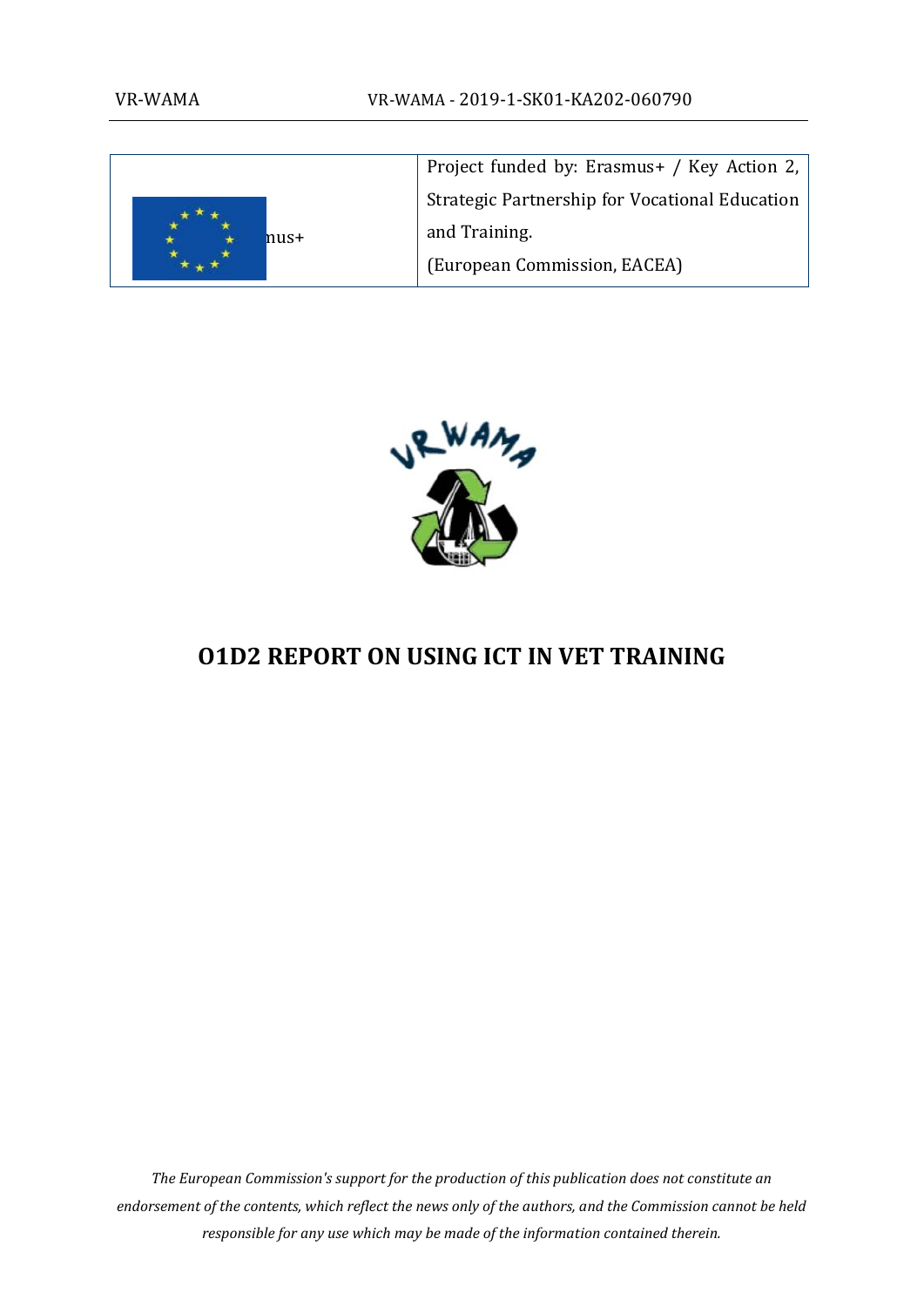| nus+ | Project funded by: Erasmus+ / Key Action 2, Strategic Partnership for Vocational Education and Training. (European Commission, EACEA) |
|---|---|

# O1D2 REPORT ON USING ICT IN VET TRAINING

*The European Commission's support for the production of this publication does not constitute an endorsement of the contents, which reflect the news only of the authors, and the Commission cannot be held responsible for any use which may be made of the information contained therein.*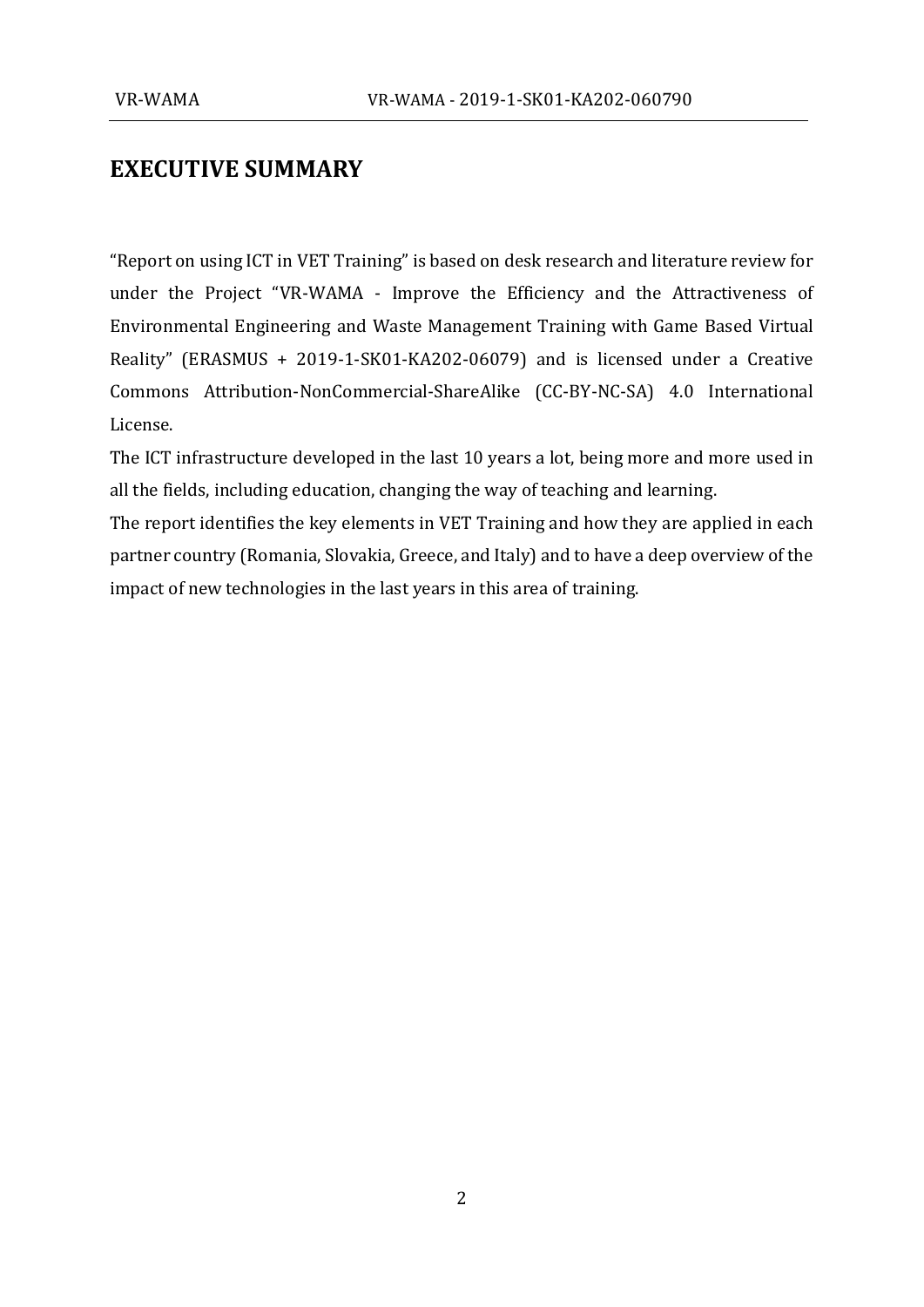# EXECUTIVE SUMMARY

"Report on using ICT in VET Training" is based on desk research and literature review for under the Project "VR-WAMA - Improve the Efficiency and the Attractiveness of Environmental Engineering and Waste Management Training with Game Based Virtual Reality" (ERASMUS + 2019-1-SK01-KA202-06079) and is licensed under a Creative Commons Attribution-NonCommercial-ShareAlike (CC-BY-NC-SA) 4.0 International License.

The ICT infrastructure developed in the last 10 years a lot, being more and more used in all the fields, including education, changing the way of teaching and learning.

The report identifies the key elements in VET Training and how they are applied in each partner country (Romania, Slovakia, Greece, and Italy) and to have a deep overview of the impact of new technologies in the last years in this area of training.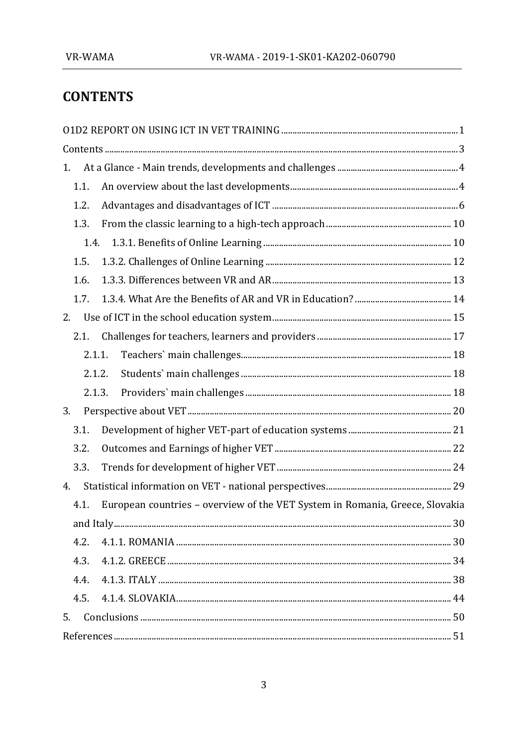# CONTENTS

O1D2 REPORT ON USING ICT IN VET TRAINING ..... 1

Contents ..... 3

1. At a Glance - Main trends, developments and challenges ..... 4
   - 1.1. An overview about the last developments ..... 4
   - 1.2. Advantages and disadvantages of ICT ..... 6
   - 1.3. From the classic learning to a high-tech approach ..... 10
     - 1.4. 1.3.1. Benefits of Online Learning ..... 10
   - 1.5. 1.3.2. Challenges of Online Learning ..... 12
   - 1.6. 1.3.3. Differences between VR and AR ..... 13
   - 1.7. 1.3.4. What Are the Benefits of AR and VR in Education? ..... 14
2. Use of ICT in the school education system ..... 15
   - 2.1. Challenges for teachers, learners and providers ..... 17
     - 2.1.1. Teachers` main challenges ..... 18
     - 2.1.2. Students` main challenges ..... 18
     - 2.1.3. Providers` main challenges ..... 18
3. Perspective about VET ..... 20
   - 3.1. Development of higher VET-part of education systems ..... 21
   - 3.2. Outcomes and Earnings of higher VET ..... 22
   - 3.3. Trends for development of higher VET ..... 24
4. Statistical information on VET - national perspectives ..... 29
   - 4.1. European countries – overview of the VET System in Romania, Greece, Slovakia and Italy ..... 30
   - 4.2. 4.1.1. ROMANIA ..... 30
   - 4.3. 4.1.2. GREECE ..... 34
   - 4.4. 4.1.3. ITALY ..... 38
   - 4.5. 4.1.4. SLOVAKIA ..... 44
5. Conclusions ..... 50

References ..... 51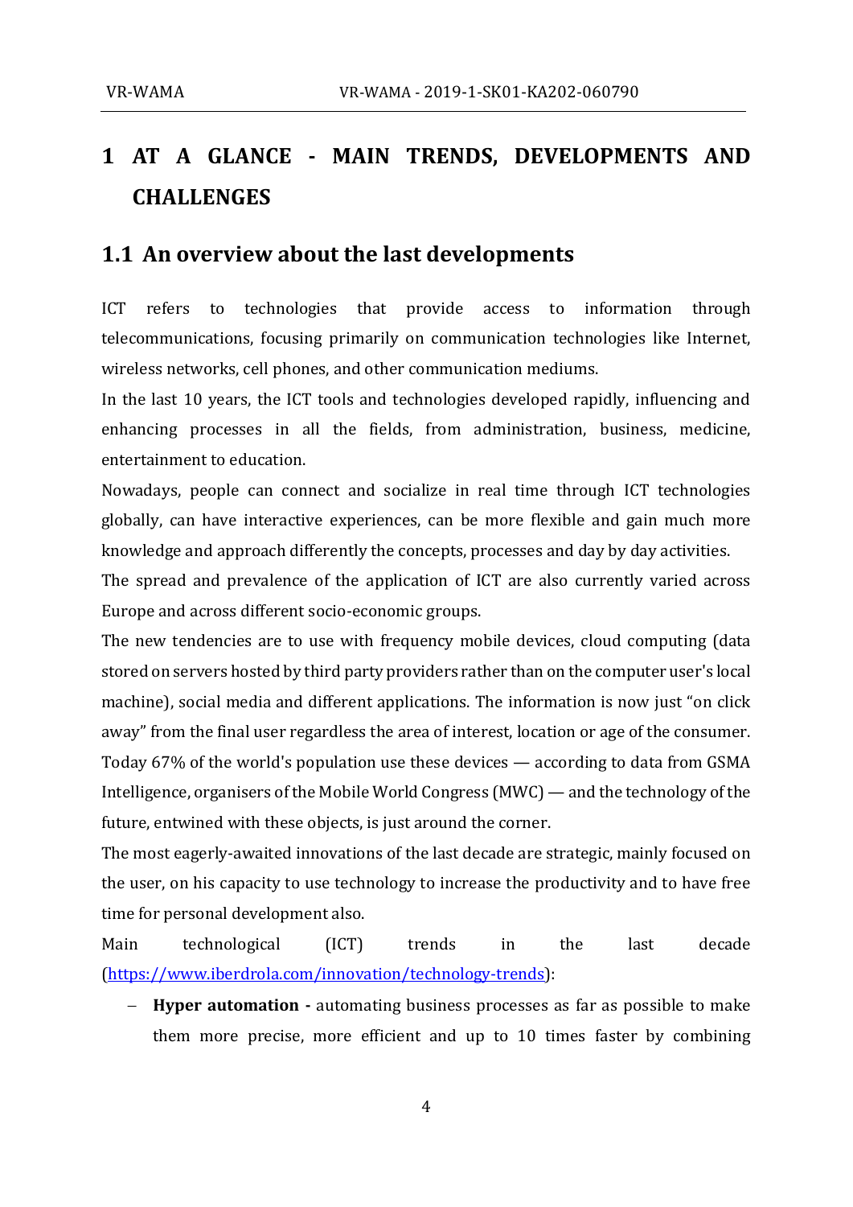# 1 AT A GLANCE - MAIN TRENDS, DEVELOPMENTS AND CHALLENGES

## 1.1 An overview about the last developments

ICT refers to technologies that provide access to information through telecommunications, focusing primarily on communication technologies like Internet, wireless networks, cell phones, and other communication mediums.

In the last 10 years, the ICT tools and technologies developed rapidly, influencing and enhancing processes in all the fields, from administration, business, medicine, entertainment to education.

Nowadays, people can connect and socialize in real time through ICT technologies globally, can have interactive experiences, can be more flexible and gain much more knowledge and approach differently the concepts, processes and day by day activities.

The spread and prevalence of the application of ICT are also currently varied across Europe and across different socio-economic groups.

The new tendencies are to use with frequency mobile devices, cloud computing (data stored on servers hosted by third party providers rather than on the computer user's local machine), social media and different applications. The information is now just "on click away" from the final user regardless the area of interest, location or age of the consumer. Today 67% of the world's population use these devices — according to data from GSMA Intelligence, organisers of the Mobile World Congress (MWC) — and the technology of the future, entwined with these objects, is just around the corner.

The most eagerly-awaited innovations of the last decade are strategic, mainly focused on the user, on his capacity to use technology to increase the productivity and to have free time for personal development also.

Main technological (ICT) trends in the last decade (https://www.iberdrola.com/innovation/technology-trends):

- **Hyper automation -** automating business processes as far as possible to make them more precise, more efficient and up to 10 times faster by combining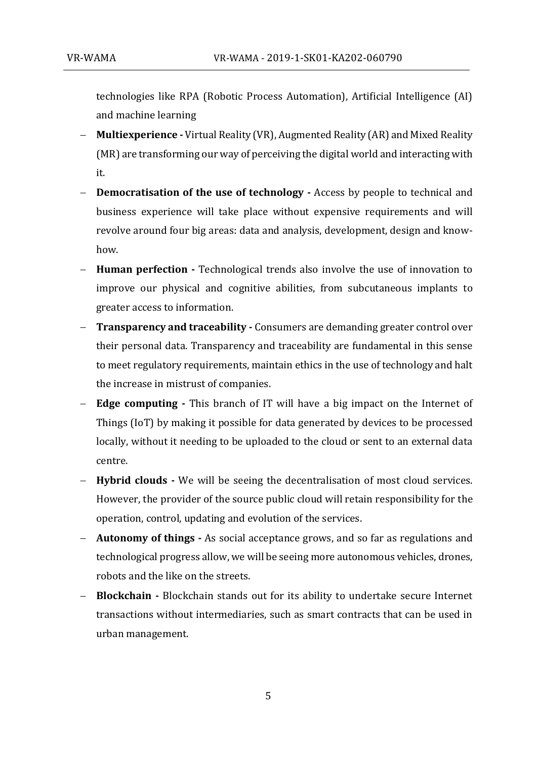technologies like RPA (Robotic Process Automation), Artificial Intelligence (AI) and machine learning

- **Multiexperience -** Virtual Reality (VR), Augmented Reality (AR) and Mixed Reality (MR) are transforming our way of perceiving the digital world and interacting with it.
- **Democratisation of the use of technology -** Access by people to technical and business experience will take place without expensive requirements and will revolve around four big areas: data and analysis, development, design and know-how.
- **Human perfection -** Technological trends also involve the use of innovation to improve our physical and cognitive abilities, from subcutaneous implants to greater access to information.
- **Transparency and traceability -** Consumers are demanding greater control over their personal data. Transparency and traceability are fundamental in this sense to meet regulatory requirements, maintain ethics in the use of technology and halt the increase in mistrust of companies.
- **Edge computing -** This branch of IT will have a big impact on the Internet of Things (IoT) by making it possible for data generated by devices to be processed locally, without it needing to be uploaded to the cloud or sent to an external data centre.
- **Hybrid clouds -** We will be seeing the decentralisation of most cloud services. However, the provider of the source public cloud will retain responsibility for the operation, control, updating and evolution of the services.
- **Autonomy of things -** As social acceptance grows, and so far as regulations and technological progress allow, we will be seeing more autonomous vehicles, drones, robots and the like on the streets.
- **Blockchain -** Blockchain stands out for its ability to undertake secure Internet transactions without intermediaries, such as smart contracts that can be used in urban management.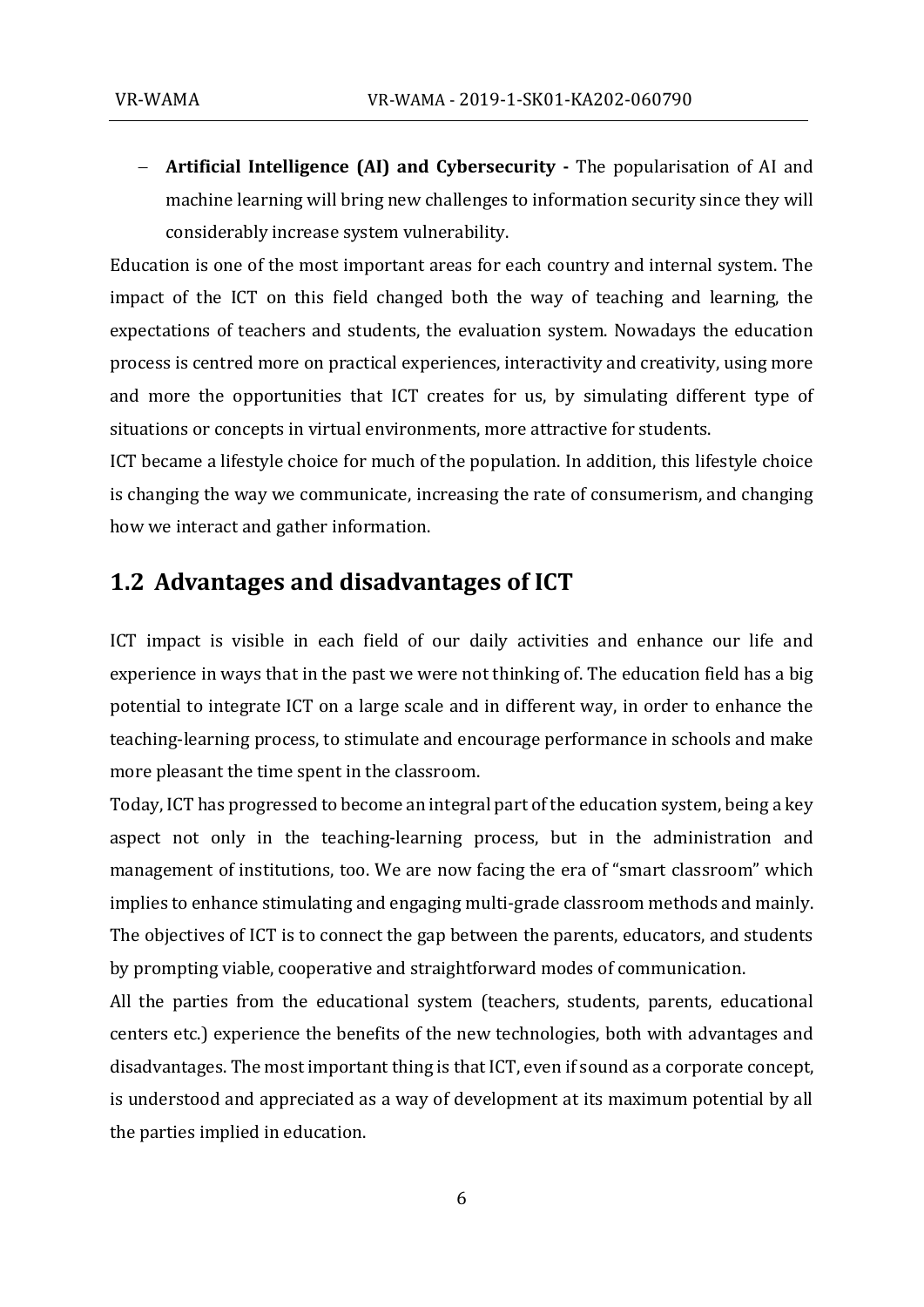- **Artificial Intelligence (AI) and Cybersecurity -** The popularisation of AI and machine learning will bring new challenges to information security since they will considerably increase system vulnerability.

Education is one of the most important areas for each country and internal system. The impact of the ICT on this field changed both the way of teaching and learning, the expectations of teachers and students, the evaluation system. Nowadays the education process is centred more on practical experiences, interactivity and creativity, using more and more the opportunities that ICT creates for us, by simulating different type of situations or concepts in virtual environments, more attractive for students.

ICT became a lifestyle choice for much of the population. In addition, this lifestyle choice is changing the way we communicate, increasing the rate of consumerism, and changing how we interact and gather information.

## 1.2 Advantages and disadvantages of ICT

ICT impact is visible in each field of our daily activities and enhance our life and experience in ways that in the past we were not thinking of. The education field has a big potential to integrate ICT on a large scale and in different way, in order to enhance the teaching-learning process, to stimulate and encourage performance in schools and make more pleasant the time spent in the classroom.

Today, ICT has progressed to become an integral part of the education system, being a key aspect not only in the teaching-learning process, but in the administration and management of institutions, too. We are now facing the era of "smart classroom" which implies to enhance stimulating and engaging multi-grade classroom methods and mainly. The objectives of ICT is to connect the gap between the parents, educators, and students by prompting viable, cooperative and straightforward modes of communication.

All the parties from the educational system (teachers, students, parents, educational centers etc.) experience the benefits of the new technologies, both with advantages and disadvantages. The most important thing is that ICT, even if sound as a corporate concept, is understood and appreciated as a way of development at its maximum potential by all the parties implied in education.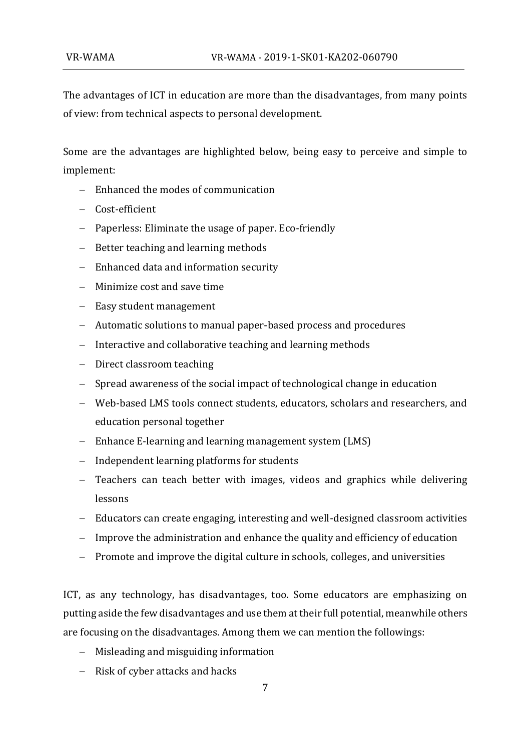The advantages of ICT in education are more than the disadvantages, from many points of view: from technical aspects to personal development.

Some are the advantages are highlighted below, being easy to perceive and simple to implement:

- Enhanced the modes of communication
- Cost-efficient
- Paperless: Eliminate the usage of paper. Eco-friendly
- Better teaching and learning methods
- Enhanced data and information security
- Minimize cost and save time
- Easy student management
- Automatic solutions to manual paper-based process and procedures
- Interactive and collaborative teaching and learning methods
- Direct classroom teaching
- Spread awareness of the social impact of technological change in education
- Web-based LMS tools connect students, educators, scholars and researchers, and education personal together
- Enhance E-learning and learning management system (LMS)
- Independent learning platforms for students
- Teachers can teach better with images, videos and graphics while delivering lessons
- Educators can create engaging, interesting and well-designed classroom activities
- Improve the administration and enhance the quality and efficiency of education
- Promote and improve the digital culture in schools, colleges, and universities

ICT, as any technology, has disadvantages, too. Some educators are emphasizing on putting aside the few disadvantages and use them at their full potential, meanwhile others are focusing on the disadvantages. Among them we can mention the followings:

- Misleading and misguiding information
- Risk of cyber attacks and hacks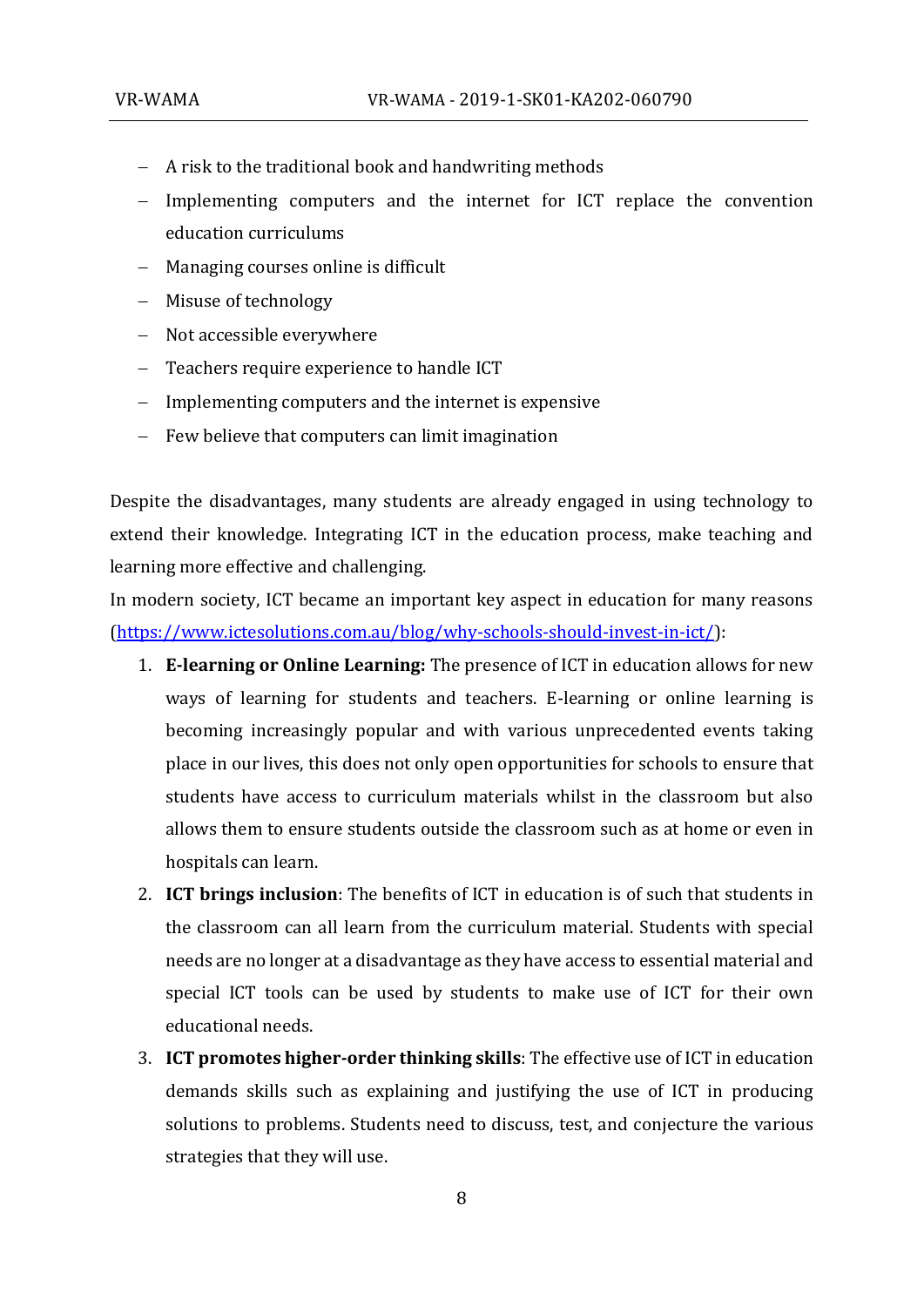- A risk to the traditional book and handwriting methods
- Implementing computers and the internet for ICT replace the convention education curriculums
- Managing courses online is difficult
- Misuse of technology
- Not accessible everywhere
- Teachers require experience to handle ICT
- Implementing computers and the internet is expensive
- Few believe that computers can limit imagination

Despite the disadvantages, many students are already engaged in using technology to extend their knowledge. Integrating ICT in the education process, make teaching and learning more effective and challenging.

In modern society, ICT became an important key aspect in education for many reasons (https://www.ictesolutions.com.au/blog/why-schools-should-invest-in-ict/):

1. **E-learning or Online Learning:** The presence of ICT in education allows for new ways of learning for students and teachers. E-learning or online learning is becoming increasingly popular and with various unprecedented events taking place in our lives, this does not only open opportunities for schools to ensure that students have access to curriculum materials whilst in the classroom but also allows them to ensure students outside the classroom such as at home or even in hospitals can learn.
2. **ICT brings inclusion**: The benefits of ICT in education is of such that students in the classroom can all learn from the curriculum material. Students with special needs are no longer at a disadvantage as they have access to essential material and special ICT tools can be used by students to make use of ICT for their own educational needs.
3. **ICT promotes higher-order thinking skills**: The effective use of ICT in education demands skills such as explaining and justifying the use of ICT in producing solutions to problems. Students need to discuss, test, and conjecture the various strategies that they will use.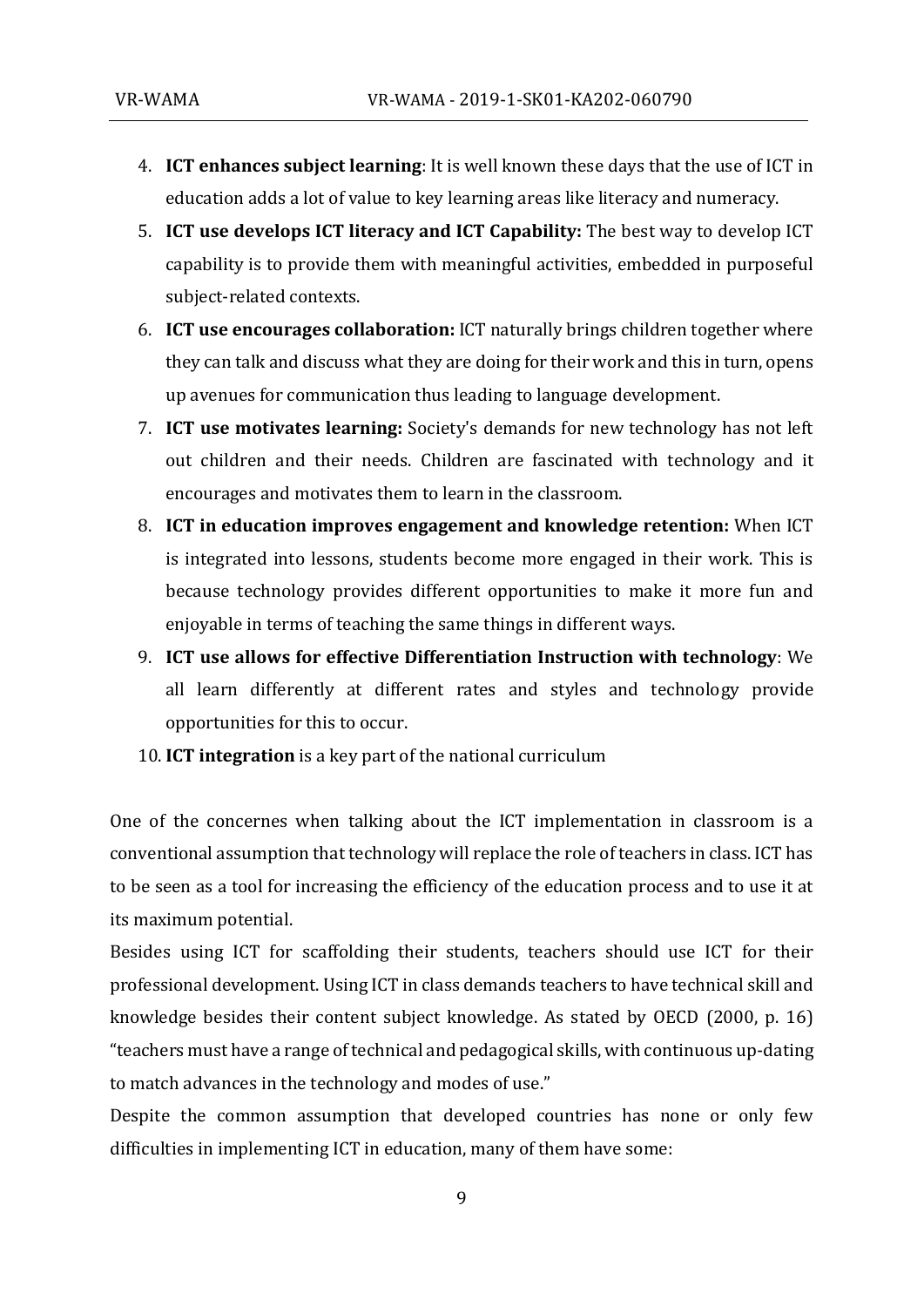4. **ICT enhances subject learning**: It is well known these days that the use of ICT in education adds a lot of value to key learning areas like literacy and numeracy.
5. **ICT use develops ICT literacy and ICT Capability:** The best way to develop ICT capability is to provide them with meaningful activities, embedded in purposeful subject-related contexts.
6. **ICT use encourages collaboration:** ICT naturally brings children together where they can talk and discuss what they are doing for their work and this in turn, opens up avenues for communication thus leading to language development.
7. **ICT use motivates learning:** Society's demands for new technology has not left out children and their needs. Children are fascinated with technology and it encourages and motivates them to learn in the classroom.
8. **ICT in education improves engagement and knowledge retention:** When ICT is integrated into lessons, students become more engaged in their work. This is because technology provides different opportunities to make it more fun and enjoyable in terms of teaching the same things in different ways.
9. **ICT use allows for effective Differentiation Instruction with technology**: We all learn differently at different rates and styles and technology provide opportunities for this to occur.
10. **ICT integration** is a key part of the national curriculum

One of the concernes when talking about the ICT implementation in classroom is a conventional assumption that technology will replace the role of teachers in class. ICT has to be seen as a tool for increasing the efficiency of the education process and to use it at its maximum potential.

Besides using ICT for scaffolding their students, teachers should use ICT for their professional development. Using ICT in class demands teachers to have technical skill and knowledge besides their content subject knowledge. As stated by OECD (2000, p. 16) "teachers must have a range of technical and pedagogical skills, with continuous up-dating to match advances in the technology and modes of use."

Despite the common assumption that developed countries has none or only few difficulties in implementing ICT in education, many of them have some: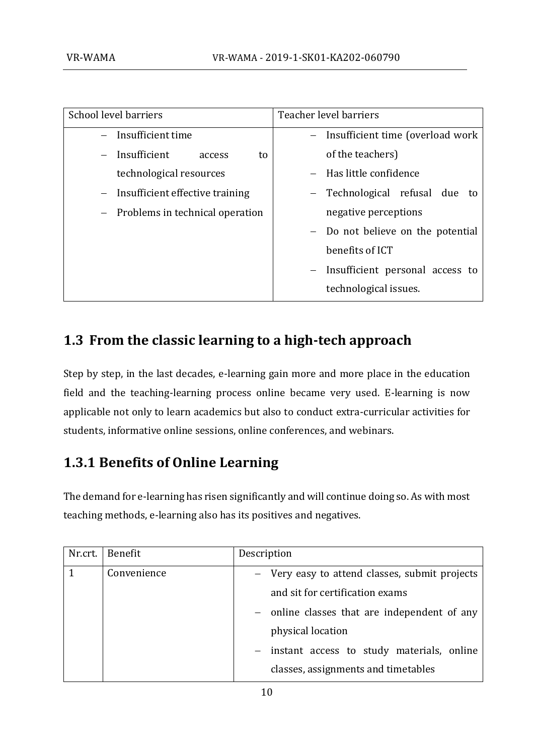| School level barriers | Teacher level barriers |
|---|---|
| – Insufficient time<br>– Insufficient access to technological resources<br>– Insufficient effective training<br>– Problems in technical operation | – Insufficient time (overload work of the teachers)<br>– Has little confidence<br>– Technological refusal due to negative perceptions<br>– Do not believe on the potential benefits of ICT<br>– Insufficient personal access to technological issues. |

## 1.3 From the classic learning to a high-tech approach

Step by step, in the last decades, e-learning gain more and more place in the education field and the teaching-learning process online became very used. E-learning is now applicable not only to learn academics but also to conduct extra-curricular activities for students, informative online sessions, online conferences, and webinars.

### 1.3.1 Benefits of Online Learning

The demand for e-learning has risen significantly and will continue doing so. As with most teaching methods, e-learning also has its positives and negatives.

| Nr.crt. | Benefit | Description |
|---|---|---|
| 1 | Convenience | – Very easy to attend classes, submit projects and sit for certification exams<br>– online classes that are independent of any physical location<br>– instant access to study materials, online classes, assignments and timetables |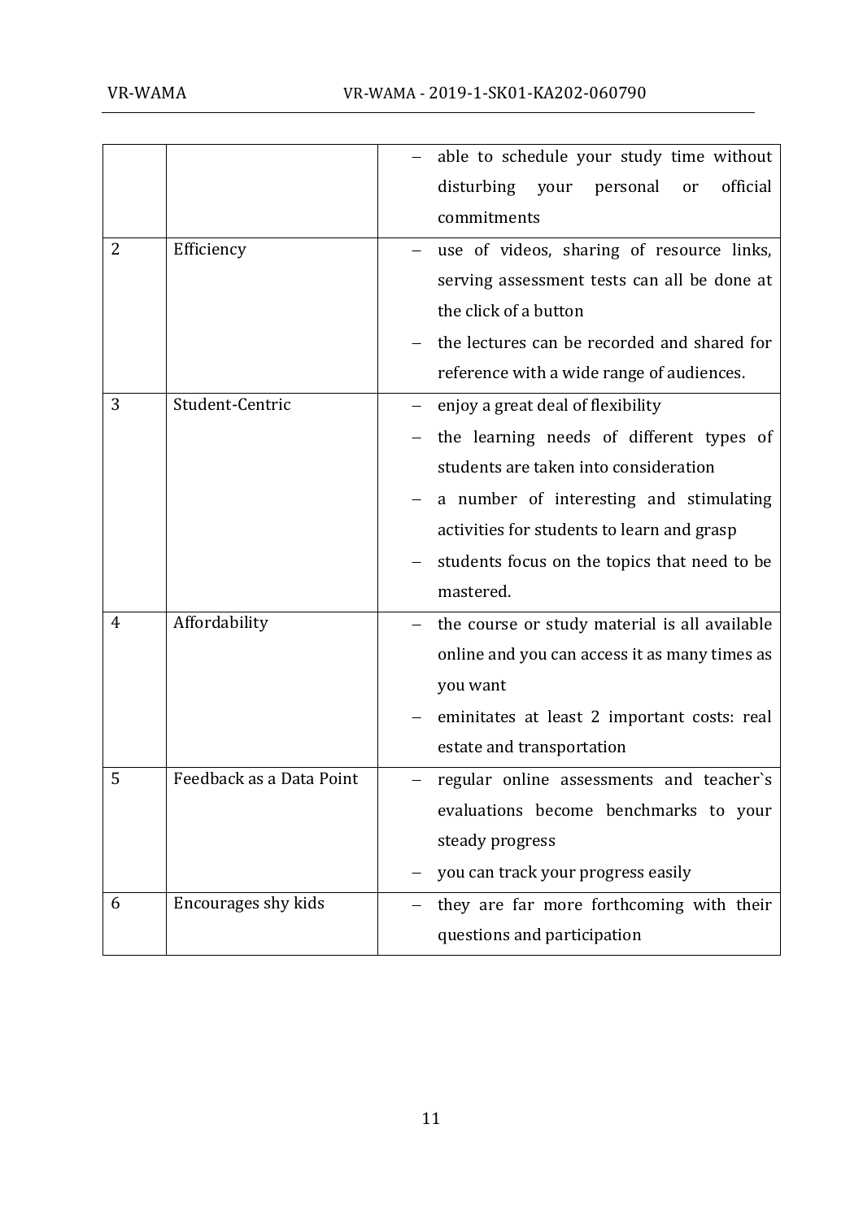| | | |
|---|---|---|
| | | – able to schedule your study time without disturbing your personal or official commitments |
| 2 | Efficiency | – use of videos, sharing of resource links, serving assessment tests can all be done at the click of a button<br>– the lectures can be recorded and shared for reference with a wide range of audiences. |
| 3 | Student-Centric | – enjoy a great deal of flexibility<br>– the learning needs of different types of students are taken into consideration<br>– a number of interesting and stimulating activities for students to learn and grasp<br>– students focus on the topics that need to be mastered. |
| 4 | Affordability | – the course or study material is all available online and you can access it as many times as you want<br>– eminitates at least 2 important costs: real estate and transportation |
| 5 | Feedback as a Data Point | – regular online assessments and teacher`s evaluations become benchmarks to your steady progress<br>– you can track your progress easily |
| 6 | Encourages shy kids | – they are far more forthcoming with their questions and participation |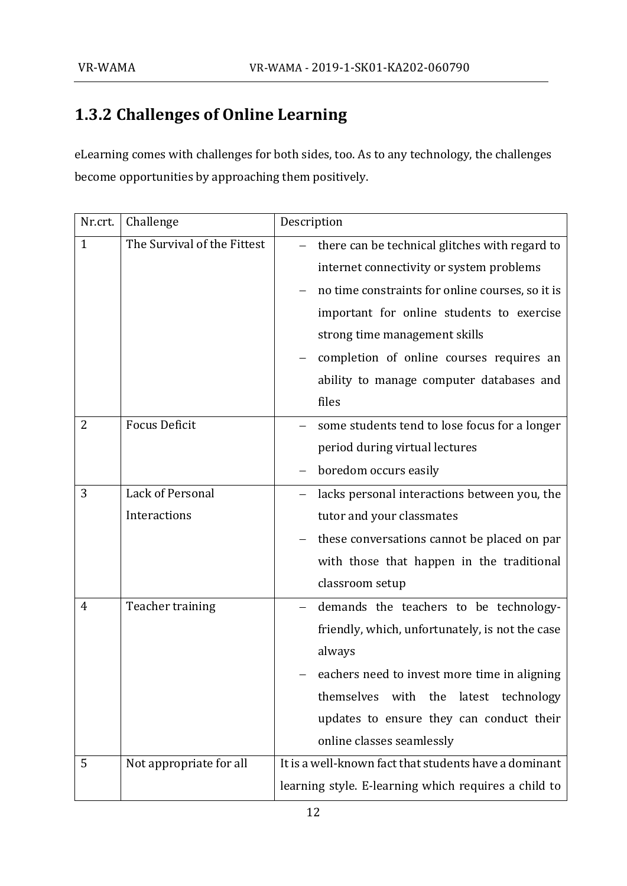## 1.3.2 Challenges of Online Learning

eLearning comes with challenges for both sides, too. As to any technology, the challenges become opportunities by approaching them positively.

| Nr.crt. | Challenge | Description |
|---|---|---|
| 1 | The Survival of the Fittest | – there can be technical glitches with regard to internet connectivity or system problems<br>– no time constraints for online courses, so it is important for online students to exercise strong time management skills<br>– completion of online courses requires an ability to manage computer databases and files |
| 2 | Focus Deficit | – some students tend to lose focus for a longer period during virtual lectures<br>– boredom occurs easily |
| 3 | Lack of Personal Interactions | – lacks personal interactions between you, the tutor and your classmates<br>– these conversations cannot be placed on par with those that happen in the traditional classroom setup |
| 4 | Teacher training | – demands the teachers to be technology-friendly, which, unfortunately, is not the case always<br>– eachers need to invest more time in aligning themselves with the latest technology updates to ensure they can conduct their online classes seamlessly |
| 5 | Not appropriate for all | It is a well-known fact that students have a dominant learning style. E-learning which requires a child to |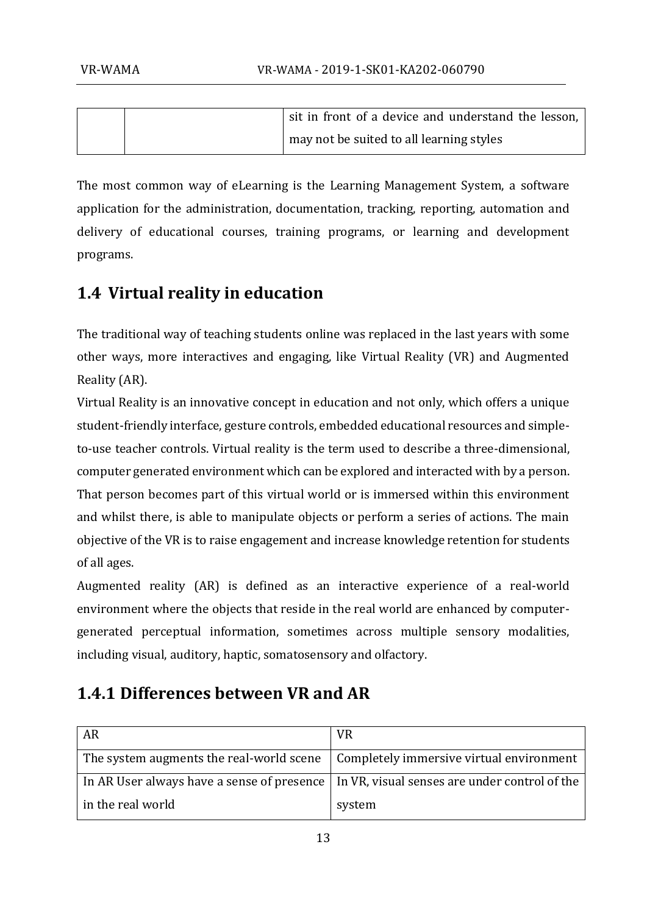| | | sit in front of a device and understand the lesson, may not be suited to all learning styles |
|---|---|---|

The most common way of eLearning is the Learning Management System, a software application for the administration, documentation, tracking, reporting, automation and delivery of educational courses, training programs, or learning and development programs.

## 1.4 Virtual reality in education

The traditional way of teaching students online was replaced in the last years with some other ways, more interactives and engaging, like Virtual Reality (VR) and Augmented Reality (AR).

Virtual Reality is an innovative concept in education and not only, which offers a unique student-friendly interface, gesture controls, embedded educational resources and simple-to-use teacher controls. Virtual reality is the term used to describe a three-dimensional, computer generated environment which can be explored and interacted with by a person. That person becomes part of this virtual world or is immersed within this environment and whilst there, is able to manipulate objects or perform a series of actions. The main objective of the VR is to raise engagement and increase knowledge retention for students of all ages.

Augmented reality (AR) is defined as an interactive experience of a real-world environment where the objects that reside in the real world are enhanced by computer-generated perceptual information, sometimes across multiple sensory modalities, including visual, auditory, haptic, somatosensory and olfactory.

### 1.4.1 Differences between VR and AR

| AR | VR |
|---|---|
| The system augments the real-world scene | Completely immersive virtual environment |
| In AR User always have a sense of presence in the real world | In VR, visual senses are under control of the system |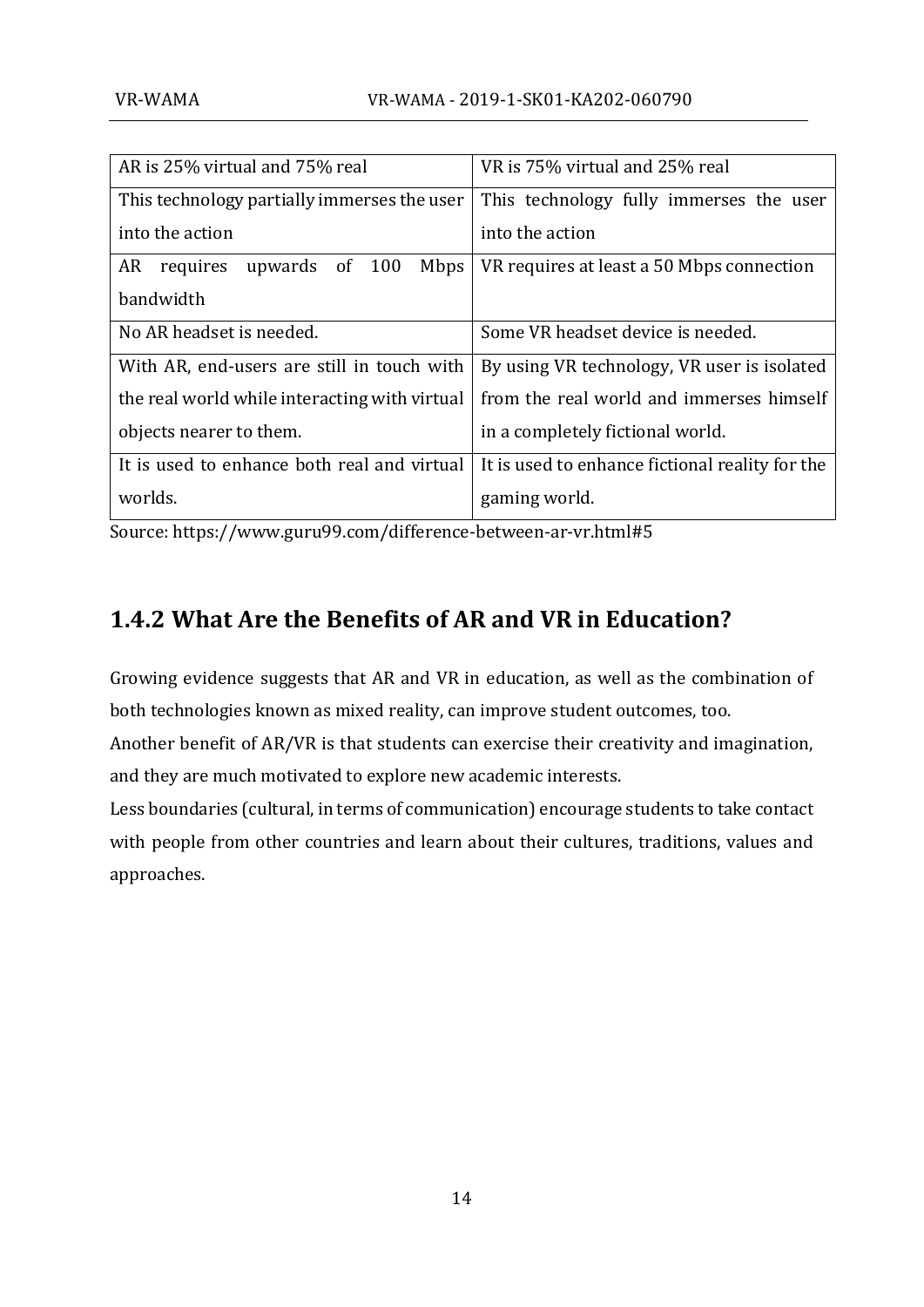| AR is 25% virtual and 75% real | VR is 75% virtual and 25% real |
|---|---|
| This technology partially immerses the user into the action | This technology fully immerses the user into the action |
| AR requires upwards of 100 Mbps bandwidth | VR requires at least a 50 Mbps connection |
| No AR headset is needed. | Some VR headset device is needed. |
| With AR, end-users are still in touch with the real world while interacting with virtual objects nearer to them. | By using VR technology, VR user is isolated from the real world and immerses himself in a completely fictional world. |
| It is used to enhance both real and virtual worlds. | It is used to enhance fictional reality for the gaming world. |

Source: https://www.guru99.com/difference-between-ar-vr.html#5

## 1.4.2 What Are the Benefits of AR and VR in Education?

Growing evidence suggests that AR and VR in education, as well as the combination of both technologies known as mixed reality, can improve student outcomes, too.

Another benefit of AR/VR is that students can exercise their creativity and imagination, and they are much motivated to explore new academic interests.

Less boundaries (cultural, in terms of communication) encourage students to take contact with people from other countries and learn about their cultures, traditions, values and approaches.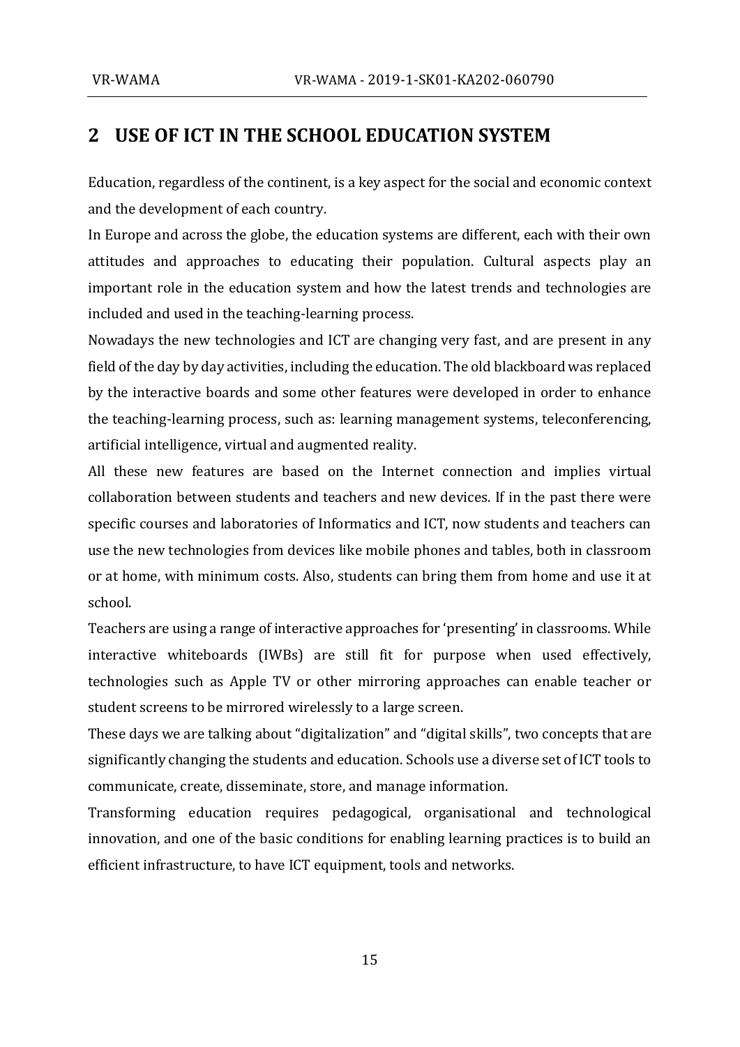# 2 USE OF ICT IN THE SCHOOL EDUCATION SYSTEM

Education, regardless of the continent, is a key aspect for the social and economic context and the development of each country.

In Europe and across the globe, the education systems are different, each with their own attitudes and approaches to educating their population. Cultural aspects play an important role in the education system and how the latest trends and technologies are included and used in the teaching-learning process.

Nowadays the new technologies and ICT are changing very fast, and are present in any field of the day by day activities, including the education. The old blackboard was replaced by the interactive boards and some other features were developed in order to enhance the teaching-learning process, such as: learning management systems, teleconferencing, artificial intelligence, virtual and augmented reality.

All these new features are based on the Internet connection and implies virtual collaboration between students and teachers and new devices. If in the past there were specific courses and laboratories of Informatics and ICT, now students and teachers can use the new technologies from devices like mobile phones and tables, both in classroom or at home, with minimum costs. Also, students can bring them from home and use it at school.

Teachers are using a range of interactive approaches for 'presenting' in classrooms. While interactive whiteboards (IWBs) are still fit for purpose when used effectively, technologies such as Apple TV or other mirroring approaches can enable teacher or student screens to be mirrored wirelessly to a large screen.

These days we are talking about "digitalization" and "digital skills", two concepts that are significantly changing the students and education. Schools use a diverse set of ICT tools to communicate, create, disseminate, store, and manage information.

Transforming education requires pedagogical, organisational and technological innovation, and one of the basic conditions for enabling learning practices is to build an efficient infrastructure, to have ICT equipment, tools and networks.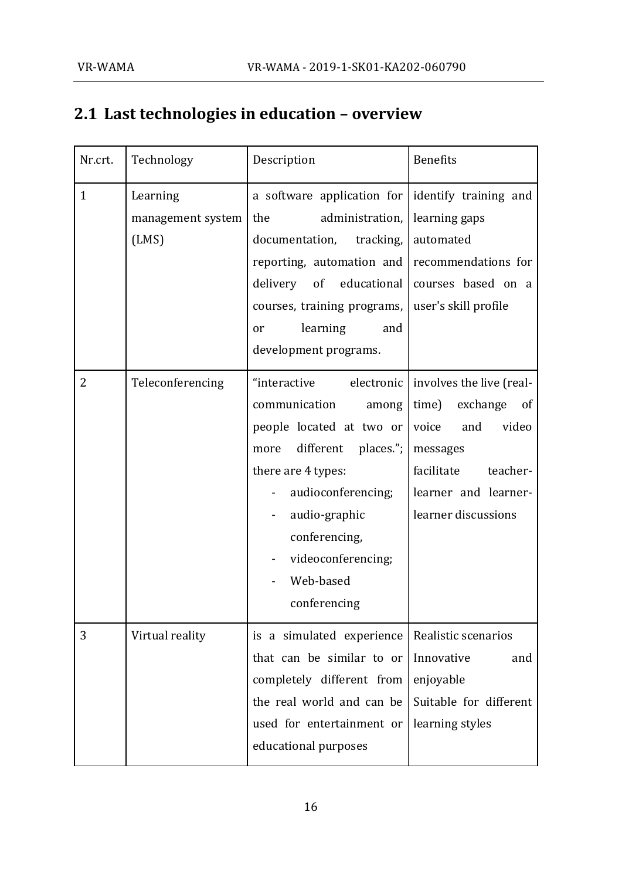## 2.1 Last technologies in education – overview

| Nr.crt. | Technology | Description | Benefits |
|---|---|---|---|
| 1 | Learning management system (LMS) | a software application for the administration, documentation, tracking, reporting, automation and delivery of educational courses, training programs, or learning and development programs. | identify training and learning gaps<br>automated recommendations for courses based on a user's skill profile |
| 2 | Teleconferencing | "interactive electronic communication among people located at two or more different places."; there are 4 types:<br>- audioconferencing;<br>- audio-graphic conferencing,<br>- videoconferencing;<br>- Web-based conferencing | involves the live (real-time) exchange of voice and video messages<br>facilitate teacher-learner and learner-learner discussions |
| 3 | Virtual reality | is a simulated experience that can be similar to or completely different from the real world and can be used for entertainment or educational purposes | Realistic scenarios<br>Innovative and enjoyable<br>Suitable for different learning styles |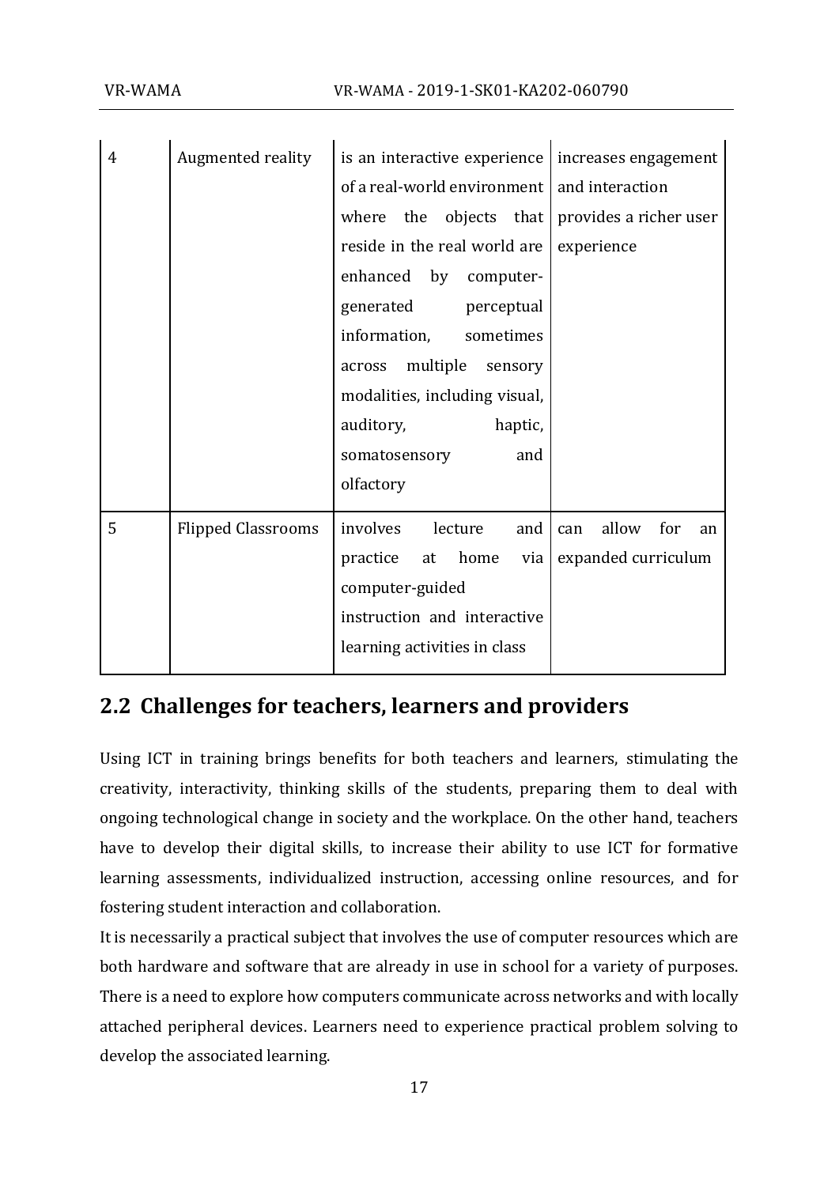| | | | |
|---|---|---|---|
| 4 | Augmented reality | is an interactive experience of a real-world environment where the objects that reside in the real world are enhanced by computer-generated perceptual information, sometimes across multiple sensory modalities, including visual, auditory, haptic, somatosensory and olfactory | increases engagement and interaction provides a richer user experience |
| 5 | Flipped Classrooms | involves lecture and practice at home via computer-guided instruction and interactive learning activities in class | can allow for an expanded curriculum |

## 2.2 Challenges for teachers, learners and providers

Using ICT in training brings benefits for both teachers and learners, stimulating the creativity, interactivity, thinking skills of the students, preparing them to deal with ongoing technological change in society and the workplace. On the other hand, teachers have to develop their digital skills, to increase their ability to use ICT for formative learning assessments, individualized instruction, accessing online resources, and for fostering student interaction and collaboration.

It is necessarily a practical subject that involves the use of computer resources which are both hardware and software that are already in use in school for a variety of purposes. There is a need to explore how computers communicate across networks and with locally attached peripheral devices. Learners need to experience practical problem solving to develop the associated learning.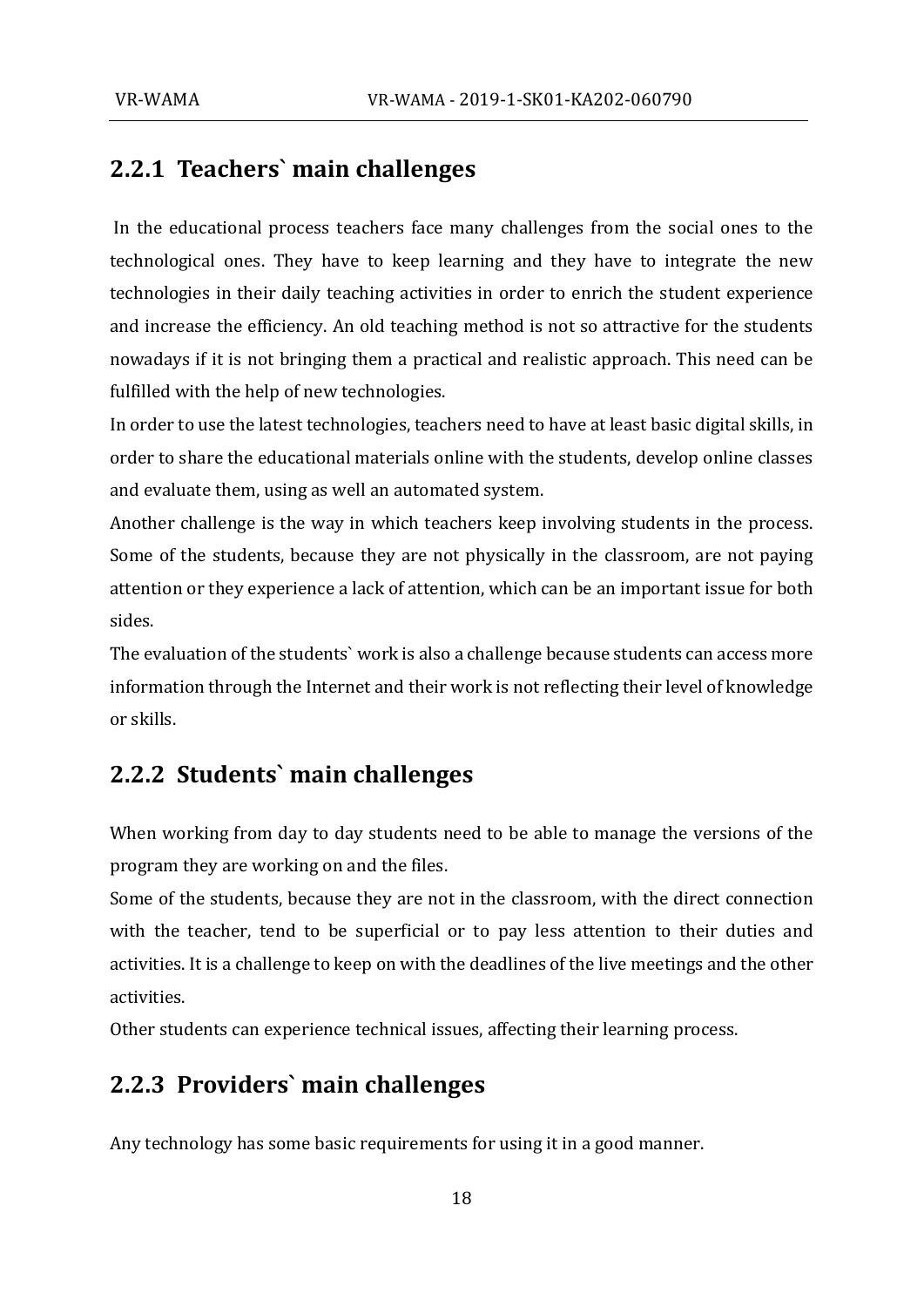### 2.2.1 Teachers` main challenges

In the educational process teachers face many challenges from the social ones to the technological ones. They have to keep learning and they have to integrate the new technologies in their daily teaching activities in order to enrich the student experience and increase the efficiency. An old teaching method is not so attractive for the students nowadays if it is not bringing them a practical and realistic approach. This need can be fulfilled with the help of new technologies.

In order to use the latest technologies, teachers need to have at least basic digital skills, in order to share the educational materials online with the students, develop online classes and evaluate them, using as well an automated system.

Another challenge is the way in which teachers keep involving students in the process. Some of the students, because they are not physically in the classroom, are not paying attention or they experience a lack of attention, which can be an important issue for both sides.

The evaluation of the students` work is also a challenge because students can access more information through the Internet and their work is not reflecting their level of knowledge or skills.

### 2.2.2 Students` main challenges

When working from day to day students need to be able to manage the versions of the program they are working on and the files.

Some of the students, because they are not in the classroom, with the direct connection with the teacher, tend to be superficial or to pay less attention to their duties and activities. It is a challenge to keep on with the deadlines of the live meetings and the other activities.

Other students can experience technical issues, affecting their learning process.

### 2.2.3 Providers` main challenges

Any technology has some basic requirements for using it in a good manner.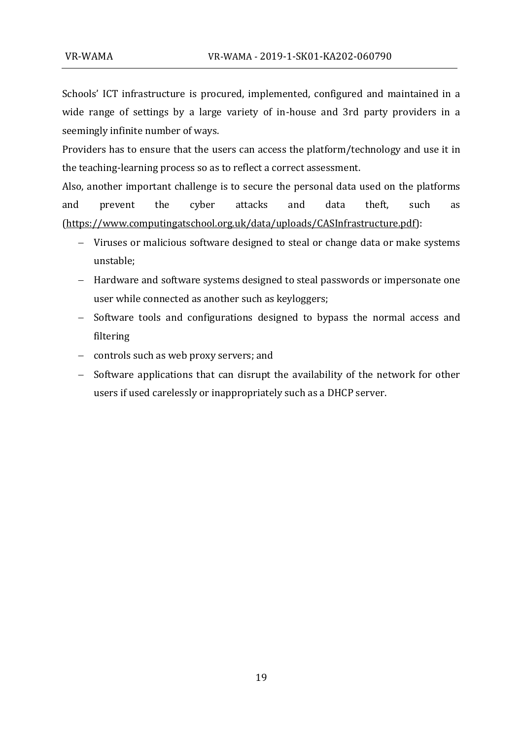Schools' ICT infrastructure is procured, implemented, configured and maintained in a wide range of settings by a large variety of in-house and 3rd party providers in a seemingly infinite number of ways.

Providers has to ensure that the users can access the platform/technology and use it in the teaching-learning process so as to reflect a correct assessment.

Also, another important challenge is to secure the personal data used on the platforms and prevent the cyber attacks and data theft, such as (https://www.computingatschool.org.uk/data/uploads/CASInfrastructure.pdf):

- Viruses or malicious software designed to steal or change data or make systems unstable;
- Hardware and software systems designed to steal passwords or impersonate one user while connected as another such as keyloggers;
- Software tools and configurations designed to bypass the normal access and filtering
- controls such as web proxy servers; and
- Software applications that can disrupt the availability of the network for other users if used carelessly or inappropriately such as a DHCP server.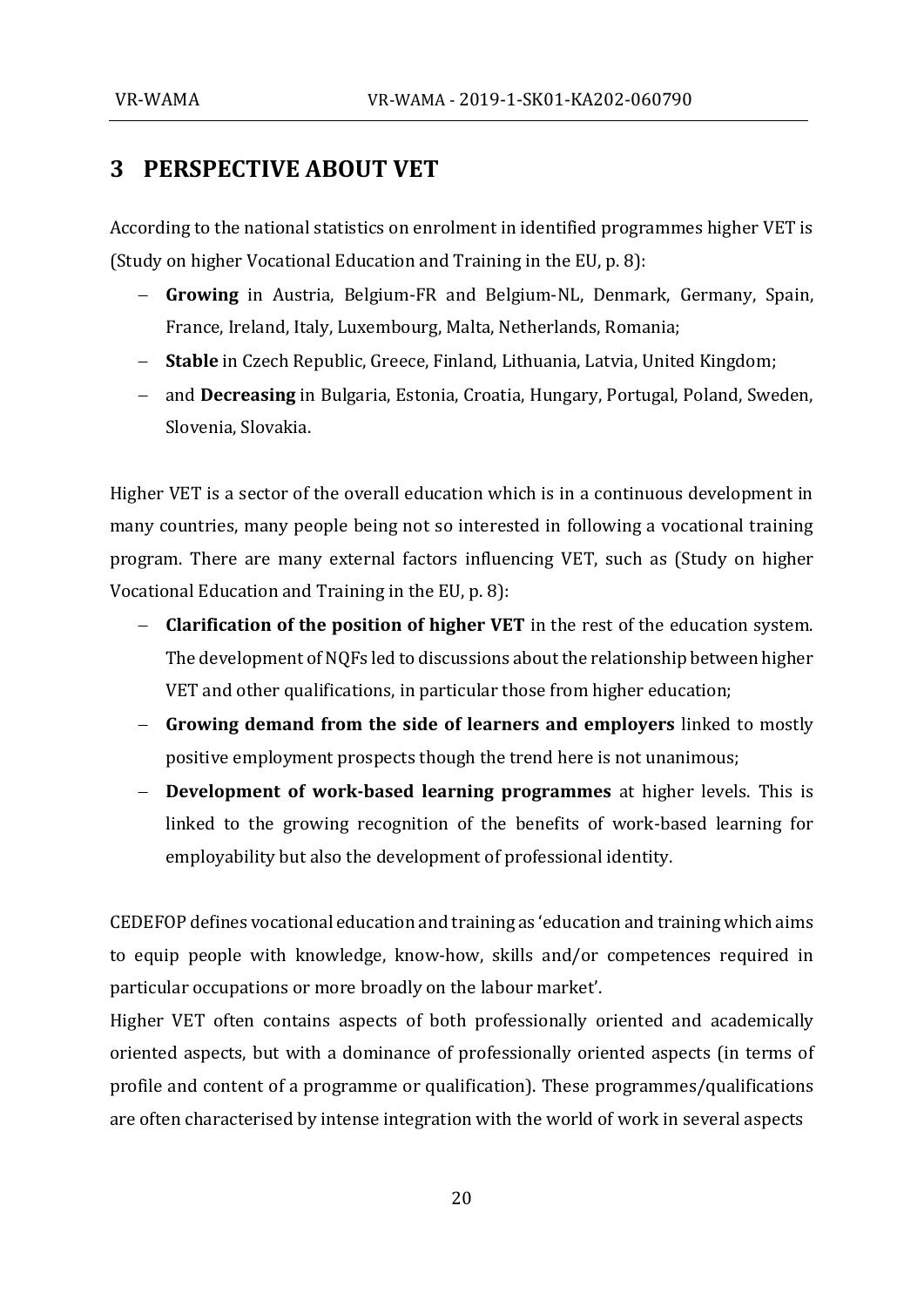# 3 PERSPECTIVE ABOUT VET

According to the national statistics on enrolment in identified programmes higher VET is (Study on higher Vocational Education and Training in the EU, p. 8):

- **Growing** in Austria, Belgium-FR and Belgium-NL, Denmark, Germany, Spain, France, Ireland, Italy, Luxembourg, Malta, Netherlands, Romania;
- **Stable** in Czech Republic, Greece, Finland, Lithuania, Latvia, United Kingdom;
- and **Decreasing** in Bulgaria, Estonia, Croatia, Hungary, Portugal, Poland, Sweden, Slovenia, Slovakia.

Higher VET is a sector of the overall education which is in a continuous development in many countries, many people being not so interested in following a vocational training program. There are many external factors influencing VET, such as (Study on higher Vocational Education and Training in the EU, p. 8):

- **Clarification of the position of higher VET** in the rest of the education system. The development of NQFs led to discussions about the relationship between higher VET and other qualifications, in particular those from higher education;
- **Growing demand from the side of learners and employers** linked to mostly positive employment prospects though the trend here is not unanimous;
- **Development of work-based learning programmes** at higher levels. This is linked to the growing recognition of the benefits of work-based learning for employability but also the development of professional identity.

CEDEFOP defines vocational education and training as 'education and training which aims to equip people with knowledge, know-how, skills and/or competences required in particular occupations or more broadly on the labour market'.

Higher VET often contains aspects of both professionally oriented and academically oriented aspects, but with a dominance of professionally oriented aspects (in terms of profile and content of a programme or qualification). These programmes/qualifications are often characterised by intense integration with the world of work in several aspects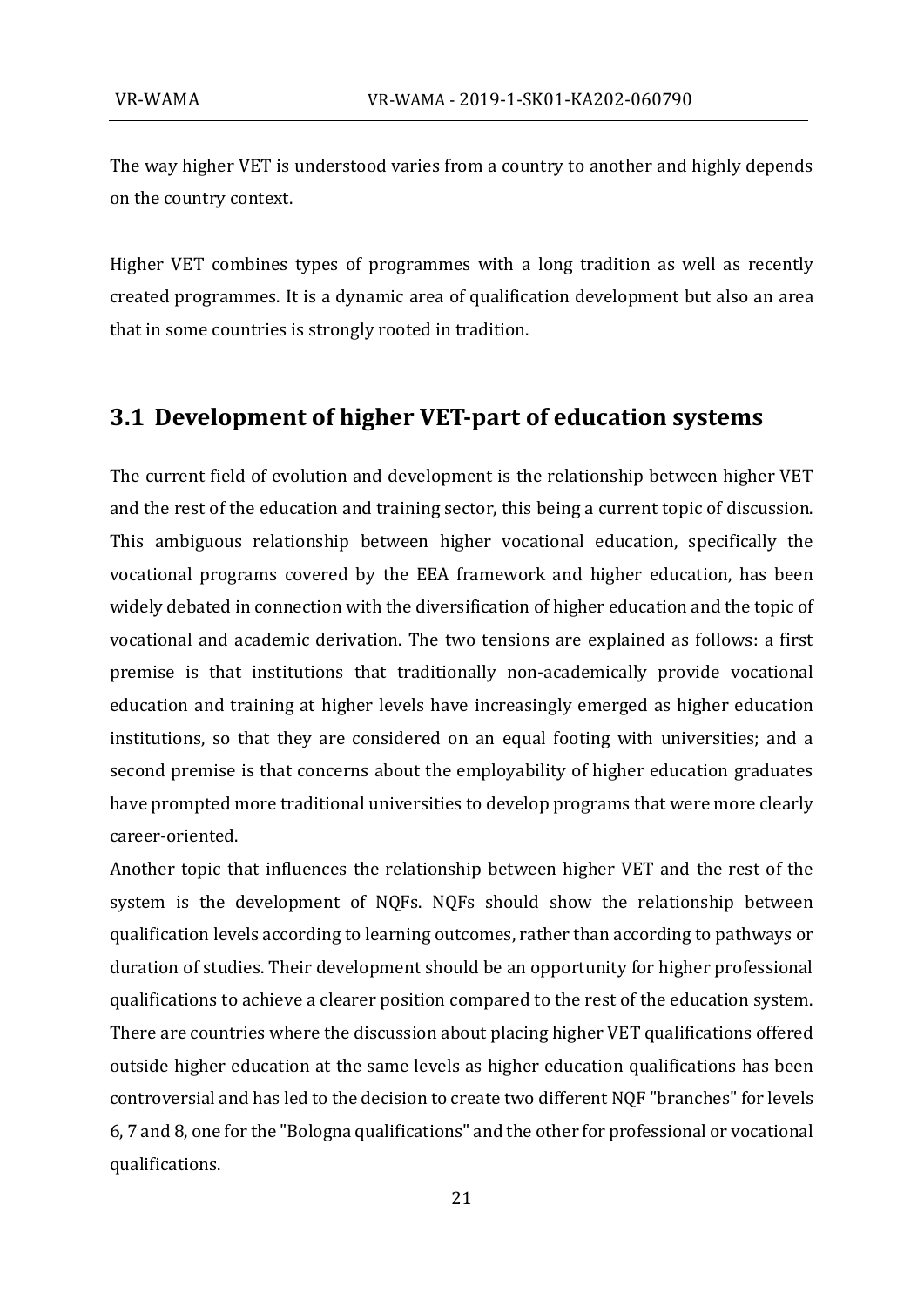The way higher VET is understood varies from a country to another and highly depends on the country context.

Higher VET combines types of programmes with a long tradition as well as recently created programmes. It is a dynamic area of qualification development but also an area that in some countries is strongly rooted in tradition.

## 3.1 Development of higher VET-part of education systems

The current field of evolution and development is the relationship between higher VET and the rest of the education and training sector, this being a current topic of discussion. This ambiguous relationship between higher vocational education, specifically the vocational programs covered by the EEA framework and higher education, has been widely debated in connection with the diversification of higher education and the topic of vocational and academic derivation. The two tensions are explained as follows: a first premise is that institutions that traditionally non-academically provide vocational education and training at higher levels have increasingly emerged as higher education institutions, so that they are considered on an equal footing with universities; and a second premise is that concerns about the employability of higher education graduates have prompted more traditional universities to develop programs that were more clearly career-oriented.

Another topic that influences the relationship between higher VET and the rest of the system is the development of NQFs. NQFs should show the relationship between qualification levels according to learning outcomes, rather than according to pathways or duration of studies. Their development should be an opportunity for higher professional qualifications to achieve a clearer position compared to the rest of the education system. There are countries where the discussion about placing higher VET qualifications offered outside higher education at the same levels as higher education qualifications has been controversial and has led to the decision to create two different NQF "branches" for levels 6, 7 and 8, one for the "Bologna qualifications" and the other for professional or vocational qualifications.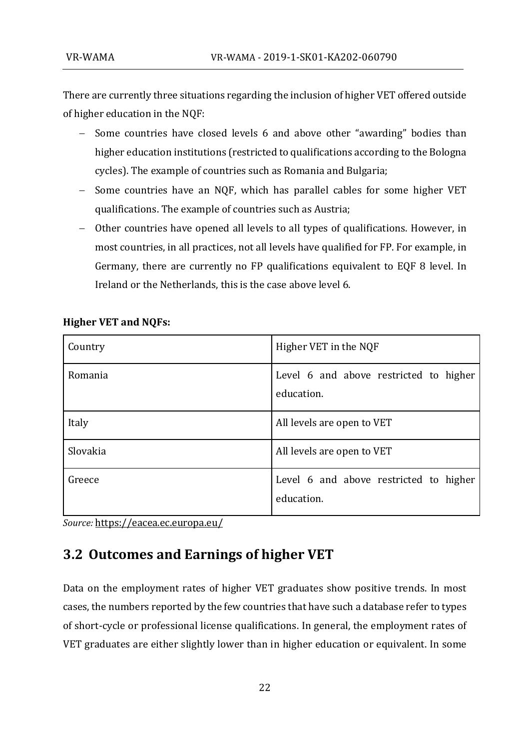There are currently three situations regarding the inclusion of higher VET offered outside of higher education in the NQF:

- Some countries have closed levels 6 and above other "awarding" bodies than higher education institutions (restricted to qualifications according to the Bologna cycles). The example of countries such as Romania and Bulgaria;
- Some countries have an NQF, which has parallel cables for some higher VET qualifications. The example of countries such as Austria;
- Other countries have opened all levels to all types of qualifications. However, in most countries, in all practices, not all levels have qualified for FP. For example, in Germany, there are currently no FP qualifications equivalent to EQF 8 level. In Ireland or the Netherlands, this is the case above level 6.

**Higher VET and NQFs:**

| Country | Higher VET in the NQF |
|---|---|
| Romania | Level 6 and above restricted to higher education. |
| Italy | All levels are open to VET |
| Slovakia | All levels are open to VET |
| Greece | Level 6 and above restricted to higher education. |

*Source:* https://eacea.ec.europa.eu/

## 3.2 Outcomes and Earnings of higher VET

Data on the employment rates of higher VET graduates show positive trends. In most cases, the numbers reported by the few countries that have such a database refer to types of short-cycle or professional license qualifications. In general, the employment rates of VET graduates are either slightly lower than in higher education or equivalent. In some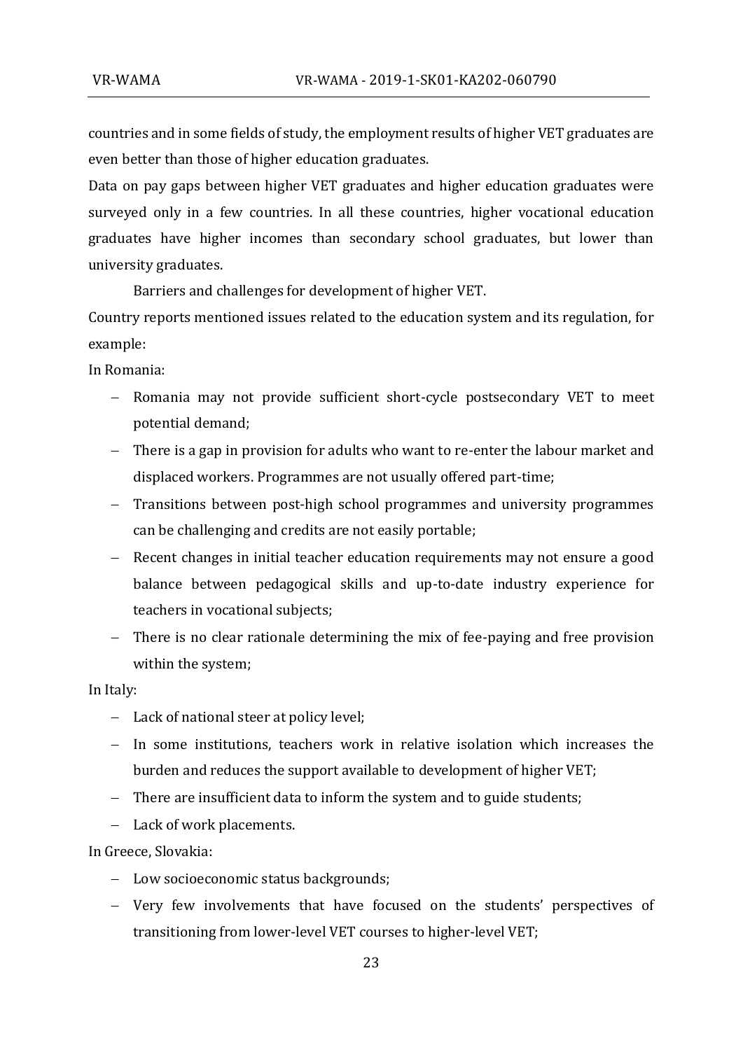countries and in some fields of study, the employment results of higher VET graduates are even better than those of higher education graduates.

Data on pay gaps between higher VET graduates and higher education graduates were surveyed only in a few countries. In all these countries, higher vocational education graduates have higher incomes than secondary school graduates, but lower than university graduates.

Barriers and challenges for development of higher VET.

Country reports mentioned issues related to the education system and its regulation, for example:

In Romania:

- Romania may not provide sufficient short-cycle postsecondary VET to meet potential demand;
- There is a gap in provision for adults who want to re-enter the labour market and displaced workers. Programmes are not usually offered part-time;
- Transitions between post-high school programmes and university programmes can be challenging and credits are not easily portable;
- Recent changes in initial teacher education requirements may not ensure a good balance between pedagogical skills and up-to-date industry experience for teachers in vocational subjects;
- There is no clear rationale determining the mix of fee-paying and free provision within the system;

In Italy:

- Lack of national steer at policy level;
- In some institutions, teachers work in relative isolation which increases the burden and reduces the support available to development of higher VET;
- There are insufficient data to inform the system and to guide students;
- Lack of work placements.

In Greece, Slovakia:

- Low socioeconomic status backgrounds;
- Very few involvements that have focused on the students' perspectives of transitioning from lower-level VET courses to higher-level VET;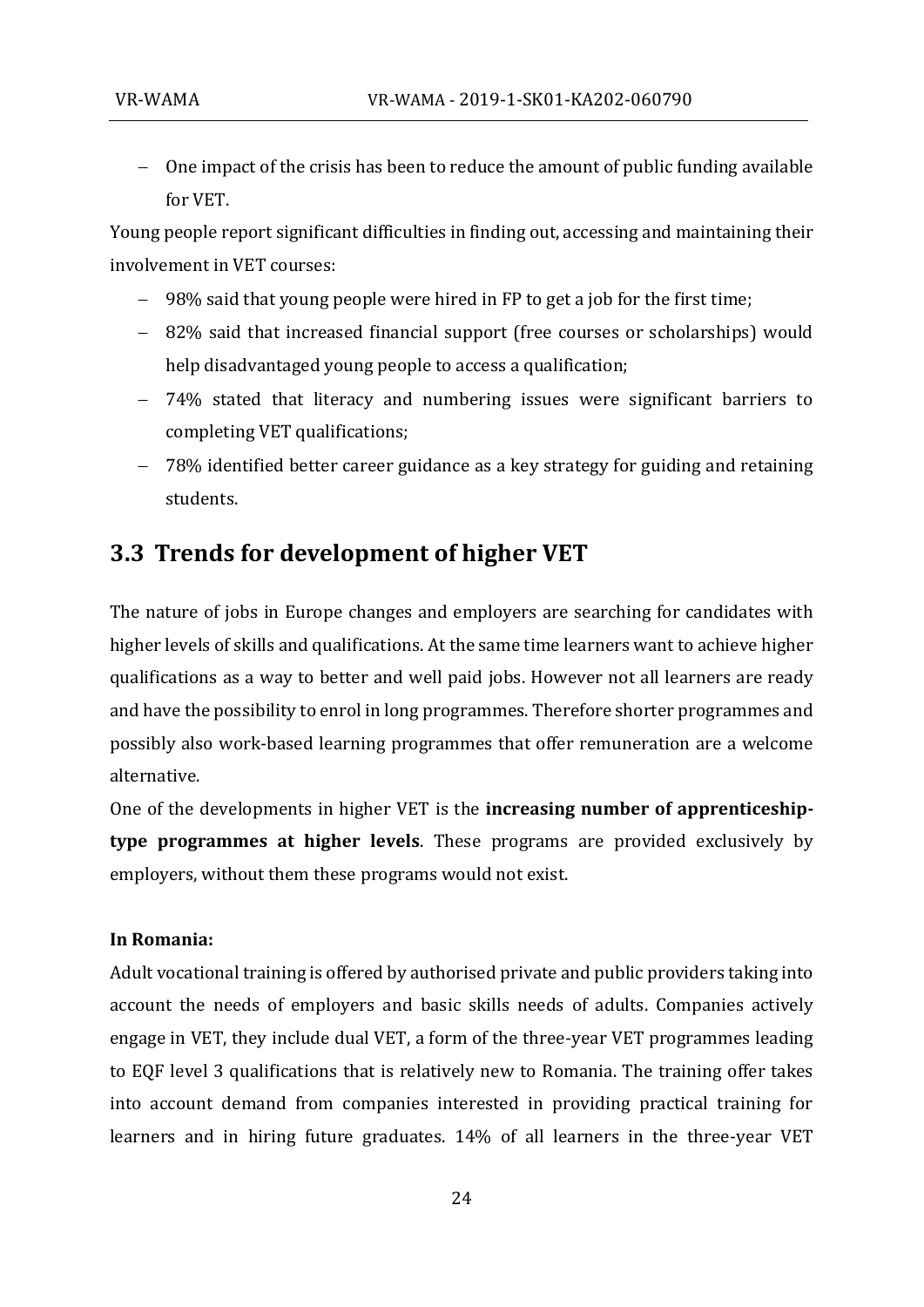- One impact of the crisis has been to reduce the amount of public funding available for VET.

Young people report significant difficulties in finding out, accessing and maintaining their involvement in VET courses:

- 98% said that young people were hired in FP to get a job for the first time;
- 82% said that increased financial support (free courses or scholarships) would help disadvantaged young people to access a qualification;
- 74% stated that literacy and numbering issues were significant barriers to completing VET qualifications;
- 78% identified better career guidance as a key strategy for guiding and retaining students.

## 3.3 Trends for development of higher VET

The nature of jobs in Europe changes and employers are searching for candidates with higher levels of skills and qualifications. At the same time learners want to achieve higher qualifications as a way to better and well paid jobs. However not all learners are ready and have the possibility to enrol in long programmes. Therefore shorter programmes and possibly also work-based learning programmes that offer remuneration are a welcome alternative.

One of the developments in higher VET is the **increasing number of apprenticeship-type programmes at higher levels**. These programs are provided exclusively by employers, without them these programs would not exist.

**In Romania:**

Adult vocational training is offered by authorised private and public providers taking into account the needs of employers and basic skills needs of adults. Companies actively engage in VET, they include dual VET, a form of the three-year VET programmes leading to EQF level 3 qualifications that is relatively new to Romania. The training offer takes into account demand from companies interested in providing practical training for learners and in hiring future graduates. 14% of all learners in the three-year VET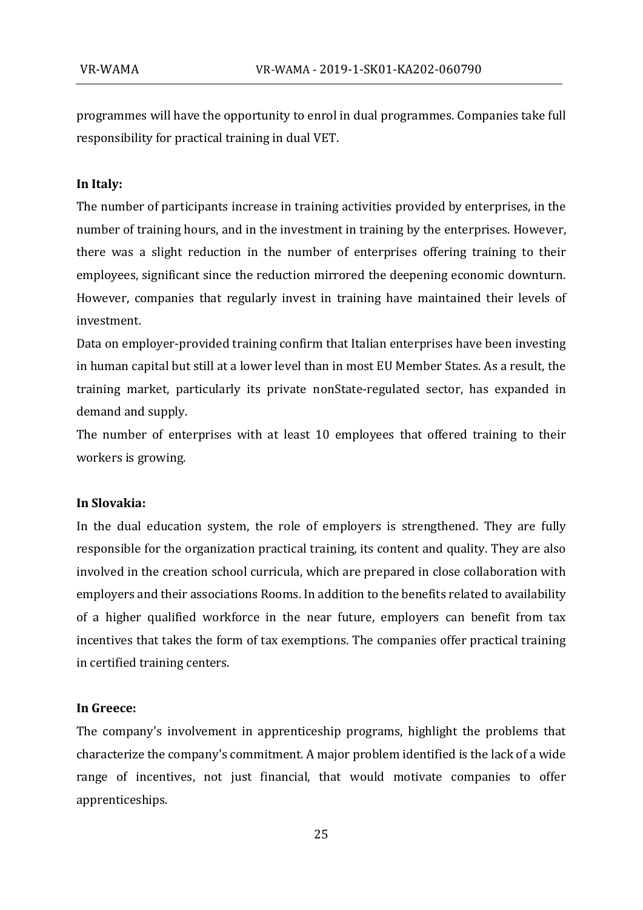programmes will have the opportunity to enrol in dual programmes. Companies take full responsibility for practical training in dual VET.

**In Italy:**

The number of participants increase in training activities provided by enterprises, in the number of training hours, and in the investment in training by the enterprises. However, there was a slight reduction in the number of enterprises offering training to their employees, significant since the reduction mirrored the deepening economic downturn. However, companies that regularly invest in training have maintained their levels of investment.

Data on employer-provided training confirm that Italian enterprises have been investing in human capital but still at a lower level than in most EU Member States. As a result, the training market, particularly its private nonState-regulated sector, has expanded in demand and supply.

The number of enterprises with at least 10 employees that offered training to their workers is growing.

**In Slovakia:**

In the dual education system, the role of employers is strengthened. They are fully responsible for the organization practical training, its content and quality. They are also involved in the creation school curricula, which are prepared in close collaboration with employers and their associations Rooms. In addition to the benefits related to availability of a higher qualified workforce in the near future, employers can benefit from tax incentives that takes the form of tax exemptions. The companies offer practical training in certified training centers.

**In Greece:**

The company's involvement in apprenticeship programs, highlight the problems that characterize the company's commitment. A major problem identified is the lack of a wide range of incentives, not just financial, that would motivate companies to offer apprenticeships.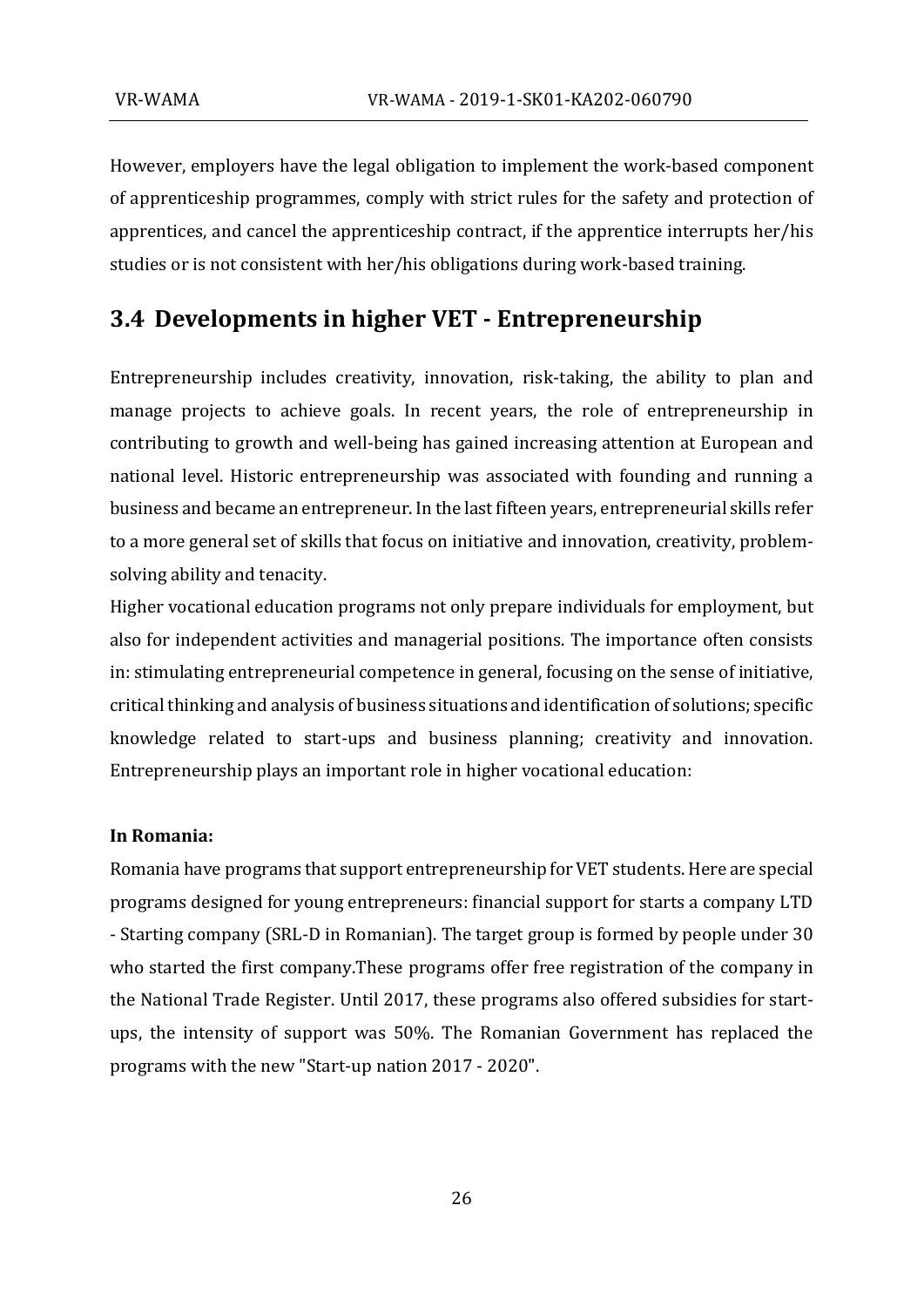However, employers have the legal obligation to implement the work-based component of apprenticeship programmes, comply with strict rules for the safety and protection of apprentices, and cancel the apprenticeship contract, if the apprentice interrupts her/his studies or is not consistent with her/his obligations during work-based training.

## 3.4 Developments in higher VET - Entrepreneurship

Entrepreneurship includes creativity, innovation, risk-taking, the ability to plan and manage projects to achieve goals. In recent years, the role of entrepreneurship in contributing to growth and well-being has gained increasing attention at European and national level. Historic entrepreneurship was associated with founding and running a business and became an entrepreneur. In the last fifteen years, entrepreneurial skills refer to a more general set of skills that focus on initiative and innovation, creativity, problem-solving ability and tenacity.

Higher vocational education programs not only prepare individuals for employment, but also for independent activities and managerial positions. The importance often consists in: stimulating entrepreneurial competence in general, focusing on the sense of initiative, critical thinking and analysis of business situations and identification of solutions; specific knowledge related to start-ups and business planning; creativity and innovation. Entrepreneurship plays an important role in higher vocational education:

**In Romania:**

Romania have programs that support entrepreneurship for VET students. Here are special programs designed for young entrepreneurs: financial support for starts a company LTD - Starting company (SRL-D in Romanian). The target group is formed by people under 30 who started the first company.These programs offer free registration of the company in the National Trade Register. Until 2017, these programs also offered subsidies for start-ups, the intensity of support was 50%. The Romanian Government has replaced the programs with the new "Start-up nation 2017 - 2020".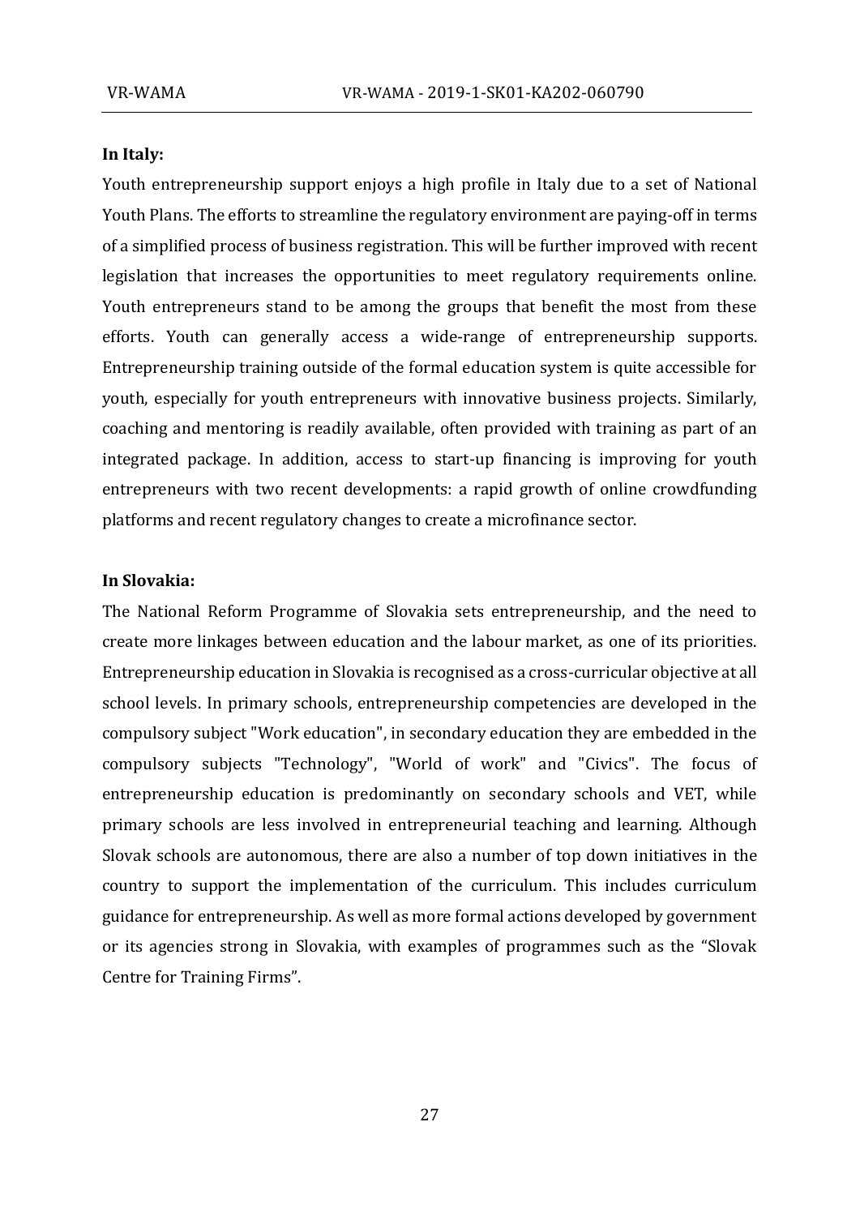**In Italy:**

Youth entrepreneurship support enjoys a high profile in Italy due to a set of National Youth Plans. The efforts to streamline the regulatory environment are paying-off in terms of a simplified process of business registration. This will be further improved with recent legislation that increases the opportunities to meet regulatory requirements online. Youth entrepreneurs stand to be among the groups that benefit the most from these efforts. Youth can generally access a wide-range of entrepreneurship supports. Entrepreneurship training outside of the formal education system is quite accessible for youth, especially for youth entrepreneurs with innovative business projects. Similarly, coaching and mentoring is readily available, often provided with training as part of an integrated package. In addition, access to start-up financing is improving for youth entrepreneurs with two recent developments: a rapid growth of online crowdfunding platforms and recent regulatory changes to create a microfinance sector.

**In Slovakia:**

The National Reform Programme of Slovakia sets entrepreneurship, and the need to create more linkages between education and the labour market, as one of its priorities. Entrepreneurship education in Slovakia is recognised as a cross-curricular objective at all school levels. In primary schools, entrepreneurship competencies are developed in the compulsory subject "Work education", in secondary education they are embedded in the compulsory subjects "Technology", "World of work" and "Civics". The focus of entrepreneurship education is predominantly on secondary schools and VET, while primary schools are less involved in entrepreneurial teaching and learning. Although Slovak schools are autonomous, there are also a number of top down initiatives in the country to support the implementation of the curriculum. This includes curriculum guidance for entrepreneurship. As well as more formal actions developed by government or its agencies strong in Slovakia, with examples of programmes such as the "Slovak Centre for Training Firms".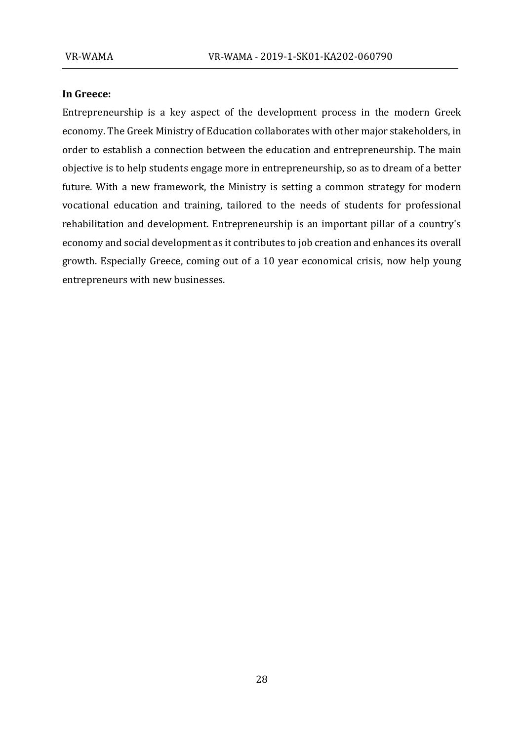**In Greece:**

Entrepreneurship is a key aspect of the development process in the modern Greek economy. The Greek Ministry of Education collaborates with other major stakeholders, in order to establish a connection between the education and entrepreneurship. The main objective is to help students engage more in entrepreneurship, so as to dream of a better future. With a new framework, the Ministry is setting a common strategy for modern vocational education and training, tailored to the needs of students for professional rehabilitation and development. Entrepreneurship is an important pillar of a country's economy and social development as it contributes to job creation and enhances its overall growth. Especially Greece, coming out of a 10 year economical crisis, now help young entrepreneurs with new businesses.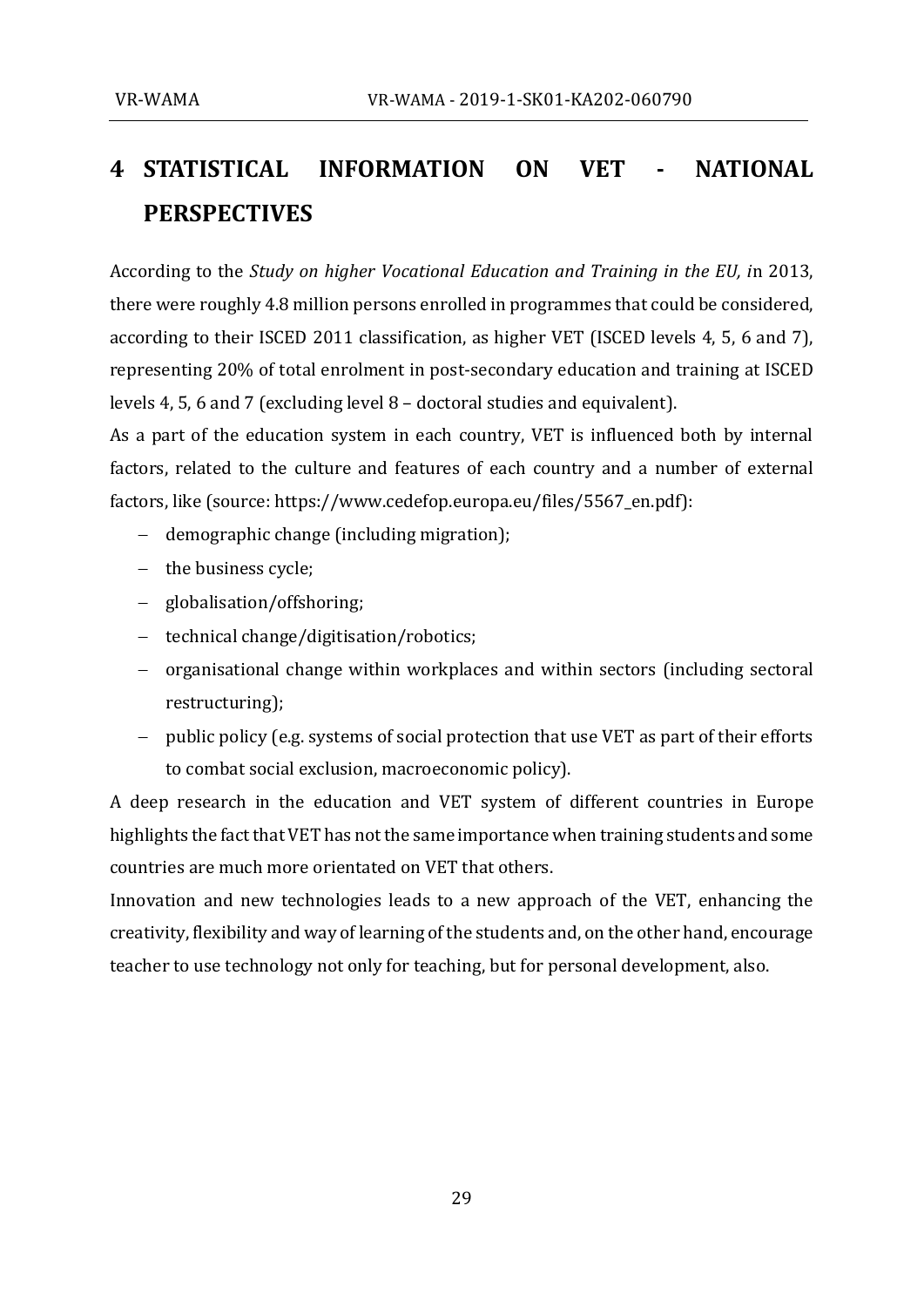# 4 STATISTICAL INFORMATION ON VET - NATIONAL PERSPECTIVES

According to the *Study on higher Vocational Education and Training in the EU, i*n 2013, there were roughly 4.8 million persons enrolled in programmes that could be considered, according to their ISCED 2011 classification, as higher VET (ISCED levels 4, 5, 6 and 7), representing 20% of total enrolment in post-secondary education and training at ISCED levels 4, 5, 6 and 7 (excluding level 8 – doctoral studies and equivalent).

As a part of the education system in each country, VET is influenced both by internal factors, related to the culture and features of each country and a number of external factors, like (source: https://www.cedefop.europa.eu/files/5567_en.pdf):

- demographic change (including migration);
- the business cycle;
- globalisation/offshoring;
- technical change/digitisation/robotics;
- organisational change within workplaces and within sectors (including sectoral restructuring);
- public policy (e.g. systems of social protection that use VET as part of their efforts to combat social exclusion, macroeconomic policy).

A deep research in the education and VET system of different countries in Europe highlights the fact that VET has not the same importance when training students and some countries are much more orientated on VET that others.

Innovation and new technologies leads to a new approach of the VET, enhancing the creativity, flexibility and way of learning of the students and, on the other hand, encourage teacher to use technology not only for teaching, but for personal development, also.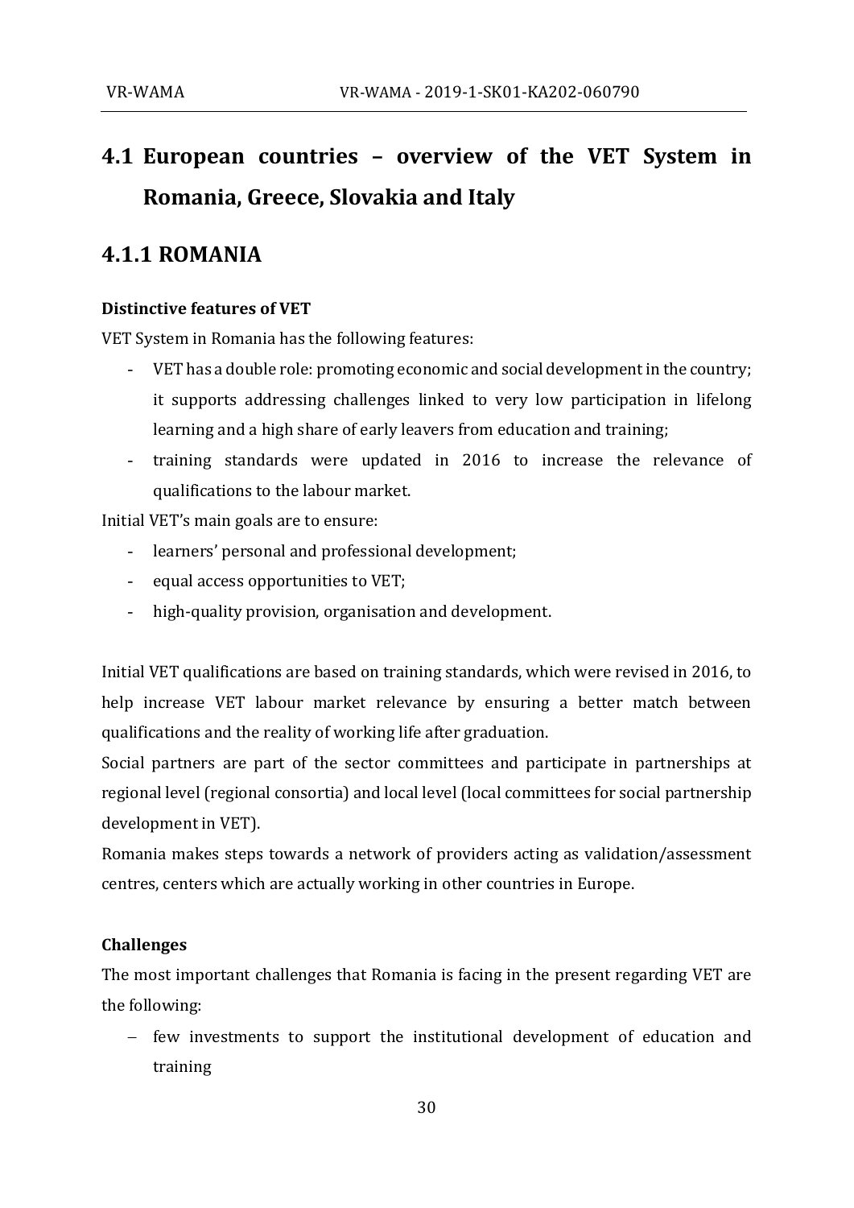## 4.1 European countries – overview of the VET System in Romania, Greece, Slovakia and Italy

### 4.1.1 ROMANIA

**Distinctive features of VET**

VET System in Romania has the following features:

- VET has a double role: promoting economic and social development in the country; it supports addressing challenges linked to very low participation in lifelong learning and a high share of early leavers from education and training;
- training standards were updated in 2016 to increase the relevance of qualifications to the labour market.

Initial VET's main goals are to ensure:

- learners' personal and professional development;
- equal access opportunities to VET;
- high-quality provision, organisation and development.

Initial VET qualifications are based on training standards, which were revised in 2016, to help increase VET labour market relevance by ensuring a better match between qualifications and the reality of working life after graduation.

Social partners are part of the sector committees and participate in partnerships at regional level (regional consortia) and local level (local committees for social partnership development in VET).

Romania makes steps towards a network of providers acting as validation/assessment centres, centers which are actually working in other countries in Europe.

**Challenges**

The most important challenges that Romania is facing in the present regarding VET are the following:

- few investments to support the institutional development of education and training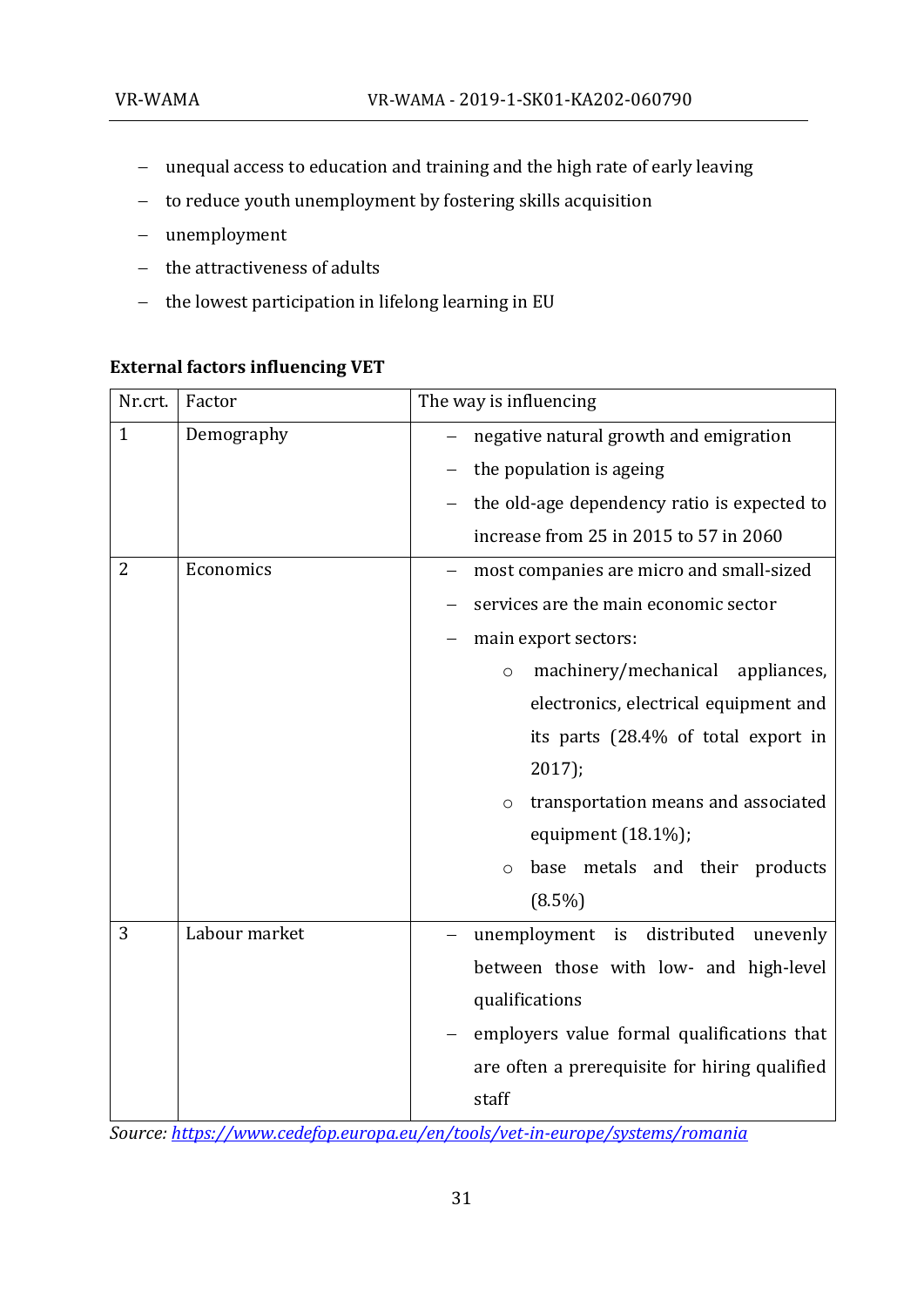- unequal access to education and training and the high rate of early leaving
- to reduce youth unemployment by fostering skills acquisition
- unemployment
- the attractiveness of adults
- the lowest participation in lifelong learning in EU

**External factors influencing VET**

| Nr.crt. | Factor | The way is influencing |
|---|---|---|
| 1 | Demography | – negative natural growth and emigration<br>– the population is ageing<br>– the old-age dependency ratio is expected to increase from 25 in 2015 to 57 in 2060 |
| 2 | Economics | – most companies are micro and small-sized<br>– services are the main economic sector<br>– main export sectors:<br>○ machinery/mechanical appliances, electronics, electrical equipment and its parts (28.4% of total export in 2017);<br>○ transportation means and associated equipment (18.1%);<br>○ base metals and their products (8.5%) |
| 3 | Labour market | – unemployment is distributed unevenly between those with low- and high-level qualifications<br>– employers value formal qualifications that are often a prerequisite for hiring qualified staff |

*Source: https://www.cedefop.europa.eu/en/tools/vet-in-europe/systems/romania*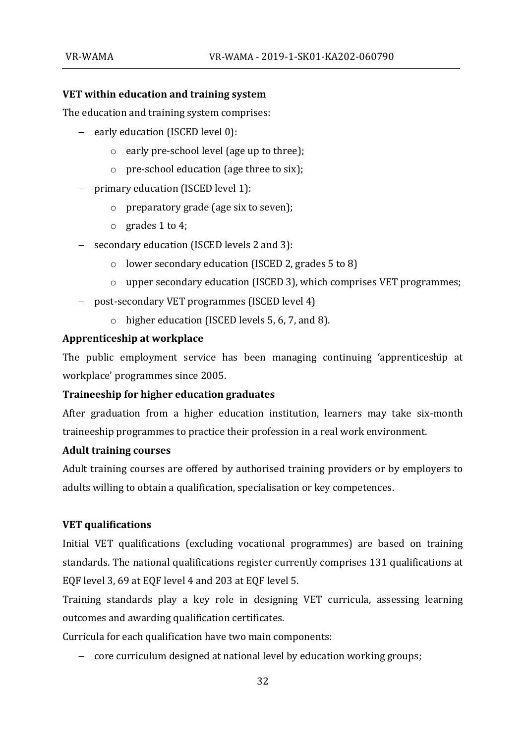**VET within education and training system**

The education and training system comprises:

- early education (ISCED level 0):
  - early pre-school level (age up to three);
  - pre-school education (age three to six);
- primary education (ISCED level 1):
  - preparatory grade (age six to seven);
  - grades 1 to 4;
- secondary education (ISCED levels 2 and 3):
  - lower secondary education (ISCED 2, grades 5 to 8)
  - upper secondary education (ISCED 3), which comprises VET programmes;
- post-secondary VET programmes (ISCED level 4)
  - higher education (ISCED levels 5, 6, 7, and 8).

**Apprenticeship at workplace**

The public employment service has been managing continuing 'apprenticeship at workplace' programmes since 2005.

**Traineeship for higher education graduates**

After graduation from a higher education institution, learners may take six-month traineeship programmes to practice their profession in a real work environment.

**Adult training courses**

Adult training courses are offered by authorised training providers or by employers to adults willing to obtain a qualification, specialisation or key competences.

**VET qualifications**

Initial VET qualifications (excluding vocational programmes) are based on training standards. The national qualifications register currently comprises 131 qualifications at EQF level 3, 69 at EQF level 4 and 203 at EQF level 5.

Training standards play a key role in designing VET curricula, assessing learning outcomes and awarding qualification certificates.

Curricula for each qualification have two main components:

- core curriculum designed at national level by education working groups;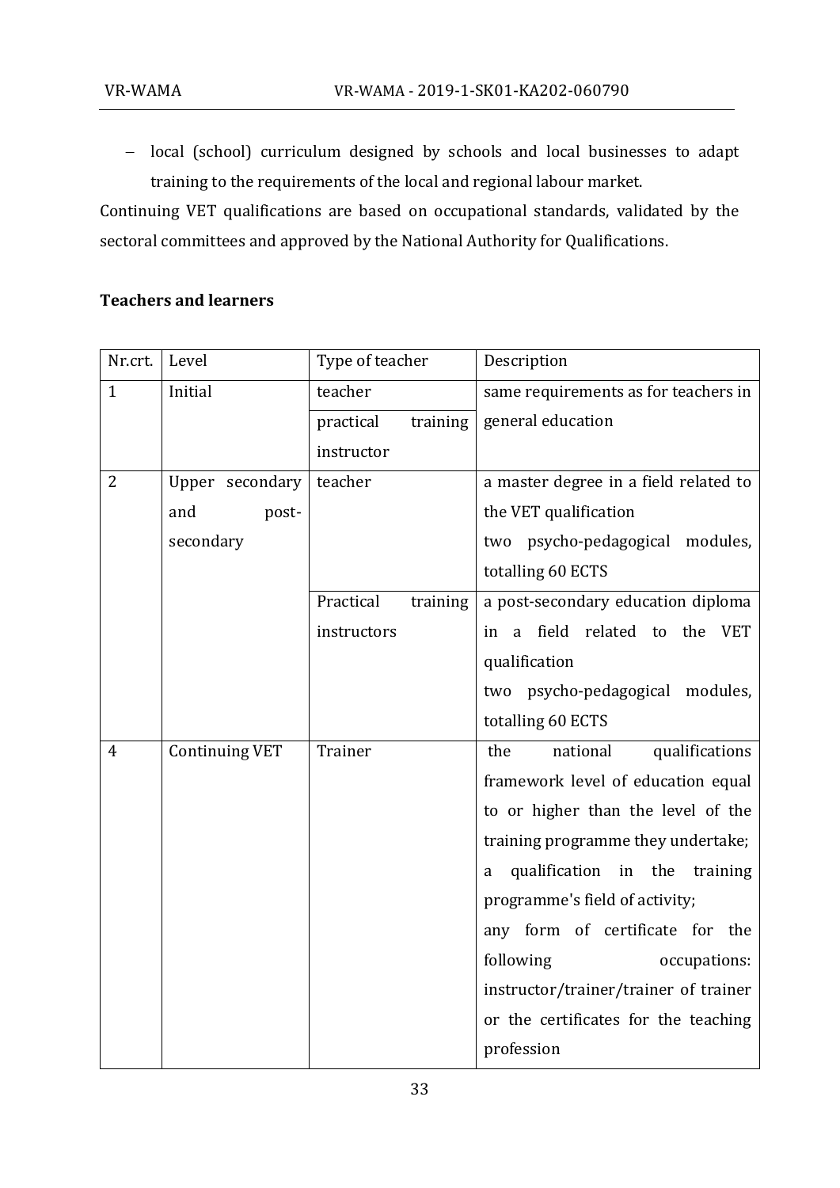- local (school) curriculum designed by schools and local businesses to adapt training to the requirements of the local and regional labour market.

Continuing VET qualifications are based on occupational standards, validated by the sectoral committees and approved by the National Authority for Qualifications.

**Teachers and learners**

| Nr.crt. | Level | Type of teacher | Description |
|---|---|---|---|
| 1 | Initial | teacher | same requirements as for teachers in general education |
| | | practical training instructor | |
| 2 | Upper secondary and post-secondary | teacher | a master degree in a field related to the VET qualification<br>two psycho-pedagogical modules, totalling 60 ECTS |
| | | Practical training instructors | a post-secondary education diploma in a field related to the VET qualification<br>two psycho-pedagogical modules, totalling 60 ECTS |
| 4 | Continuing VET | Trainer | the national qualifications framework level of education equal to or higher than the level of the training programme they undertake;<br>a qualification in the training programme's field of activity;<br>any form of certificate for the following occupations: instructor/trainer/trainer of trainer or the certificates for the teaching profession |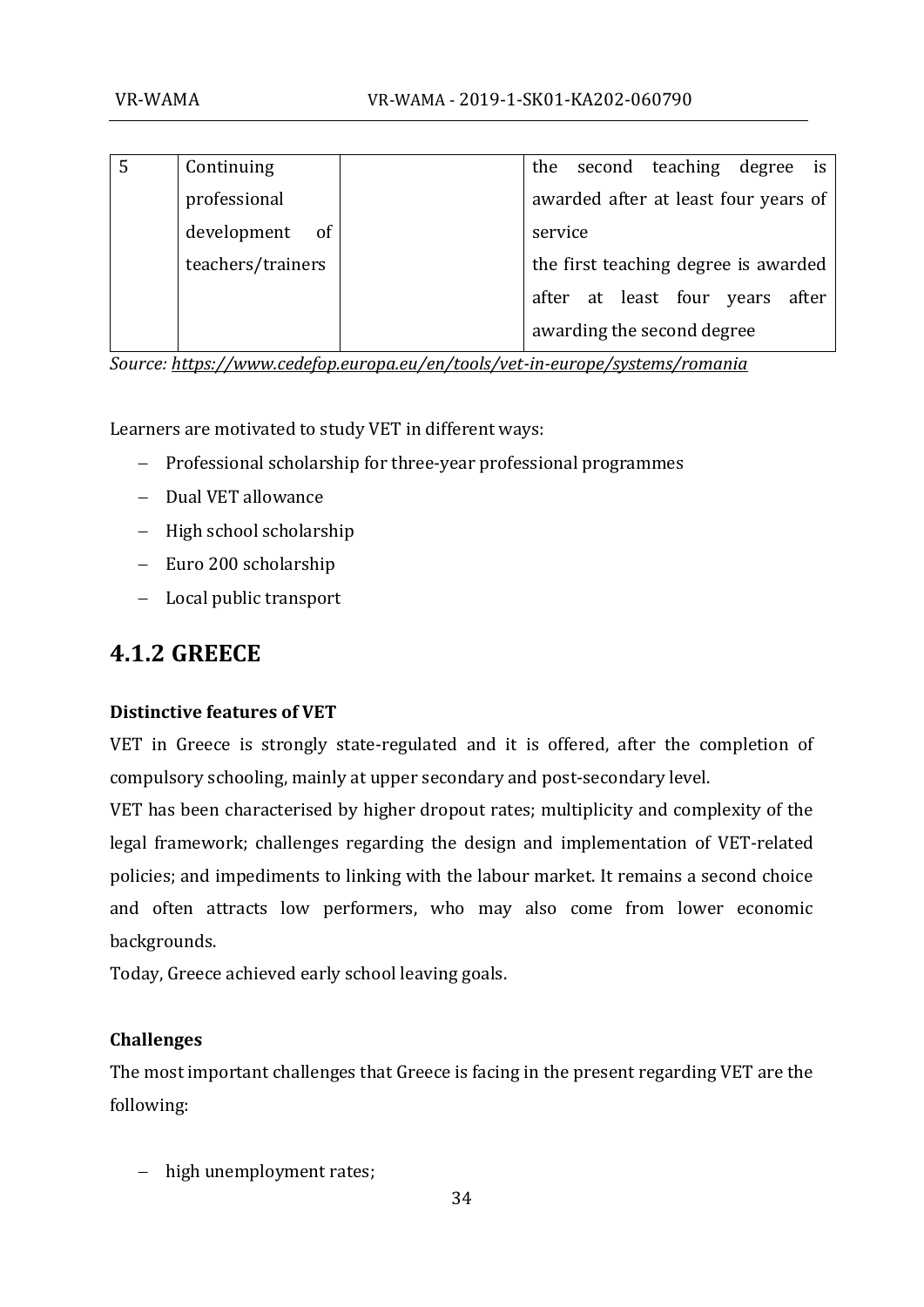| 5 | Continuing professional development of teachers/trainers | | the second teaching degree is awarded after at least four years of service<br>the first teaching degree is awarded after at least four years after awarding the second degree |
|---|---|---|---|

*Source: https://www.cedefop.europa.eu/en/tools/vet-in-europe/systems/romania*

Learners are motivated to study VET in different ways:

- Professional scholarship for three-year professional programmes
- Dual VET allowance
- High school scholarship
- Euro 200 scholarship
- Local public transport

## 4.1.2 GREECE

**Distinctive features of VET**

VET in Greece is strongly state-regulated and it is offered, after the completion of compulsory schooling, mainly at upper secondary and post-secondary level.

VET has been characterised by higher dropout rates; multiplicity and complexity of the legal framework; challenges regarding the design and implementation of VET-related policies; and impediments to linking with the labour market. It remains a second choice and often attracts low performers, who may also come from lower economic backgrounds.

Today, Greece achieved early school leaving goals.

**Challenges**

The most important challenges that Greece is facing in the present regarding VET are the following:

- high unemployment rates;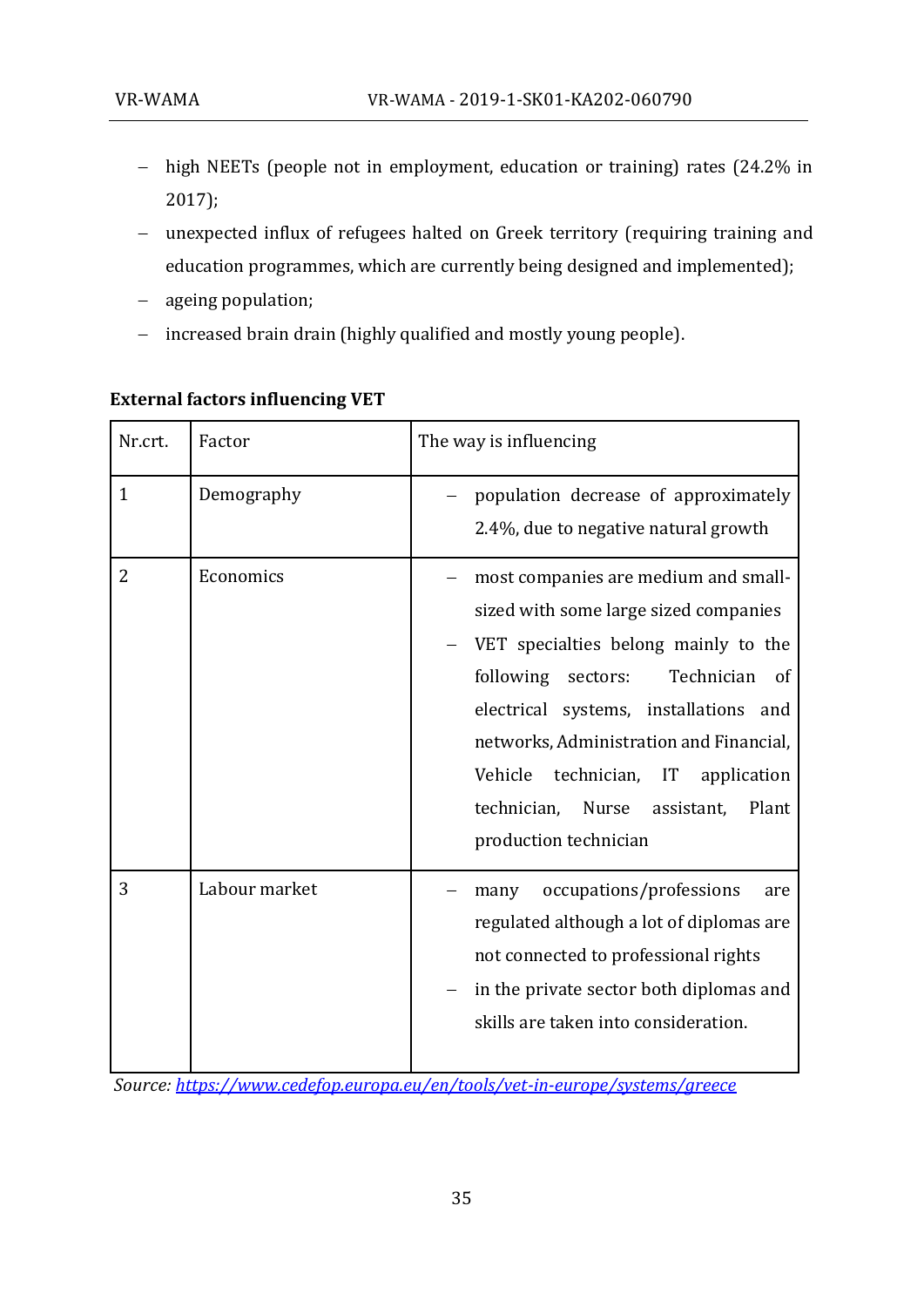- high NEETs (people not in employment, education or training) rates (24.2% in 2017);
- unexpected influx of refugees halted on Greek territory (requiring training and education programmes, which are currently being designed and implemented);
- ageing population;
- increased brain drain (highly qualified and mostly young people).

**External factors influencing VET**

| Nr.crt. | Factor | The way is influencing |
|---|---|---|
| 1 | Demography | – population decrease of approximately 2.4%, due to negative natural growth |
| 2 | Economics | – most companies are medium and small-sized with some large sized companies<br>– VET specialties belong mainly to the following sectors: Technician of electrical systems, installations and networks, Administration and Financial, Vehicle technician, IT application technician, Nurse assistant, Plant production technician |
| 3 | Labour market | – many occupations/professions are regulated although a lot of diplomas are not connected to professional rights<br>– in the private sector both diplomas and skills are taken into consideration. |

*Source: https://www.cedefop.europa.eu/en/tools/vet-in-europe/systems/greece*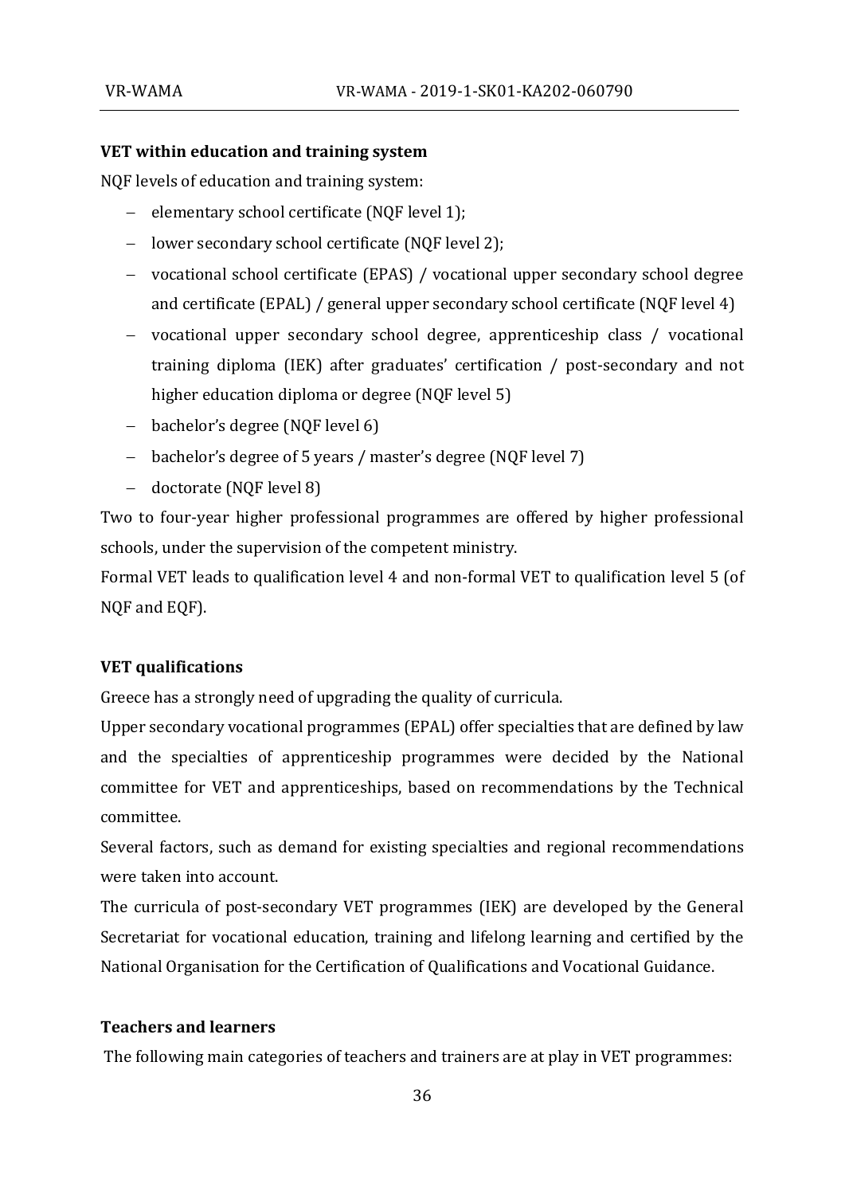**VET within education and training system**

NQF levels of education and training system:

- elementary school certificate (NQF level 1);
- lower secondary school certificate (NQF level 2);
- vocational school certificate (EPAS) / vocational upper secondary school degree and certificate (EPAL) / general upper secondary school certificate (NQF level 4)
- vocational upper secondary school degree, apprenticeship class / vocational training diploma (IEK) after graduates' certification / post-secondary and not higher education diploma or degree (NQF level 5)
- bachelor's degree (NQF level 6)
- bachelor's degree of 5 years / master's degree (NQF level 7)
- doctorate (NQF level 8)

Two to four-year higher professional programmes are offered by higher professional schools, under the supervision of the competent ministry.

Formal VET leads to qualification level 4 and non-formal VET to qualification level 5 (of NQF and EQF).

**VET qualifications**

Greece has a strongly need of upgrading the quality of curricula.

Upper secondary vocational programmes (EPAL) offer specialties that are defined by law and the specialties of apprenticeship programmes were decided by the National committee for VET and apprenticeships, based on recommendations by the Technical committee.

Several factors, such as demand for existing specialties and regional recommendations were taken into account.

The curricula of post-secondary VET programmes (IEK) are developed by the General Secretariat for vocational education, training and lifelong learning and certified by the National Organisation for the Certification of Qualifications and Vocational Guidance.

**Teachers and learners**

The following main categories of teachers and trainers are at play in VET programmes: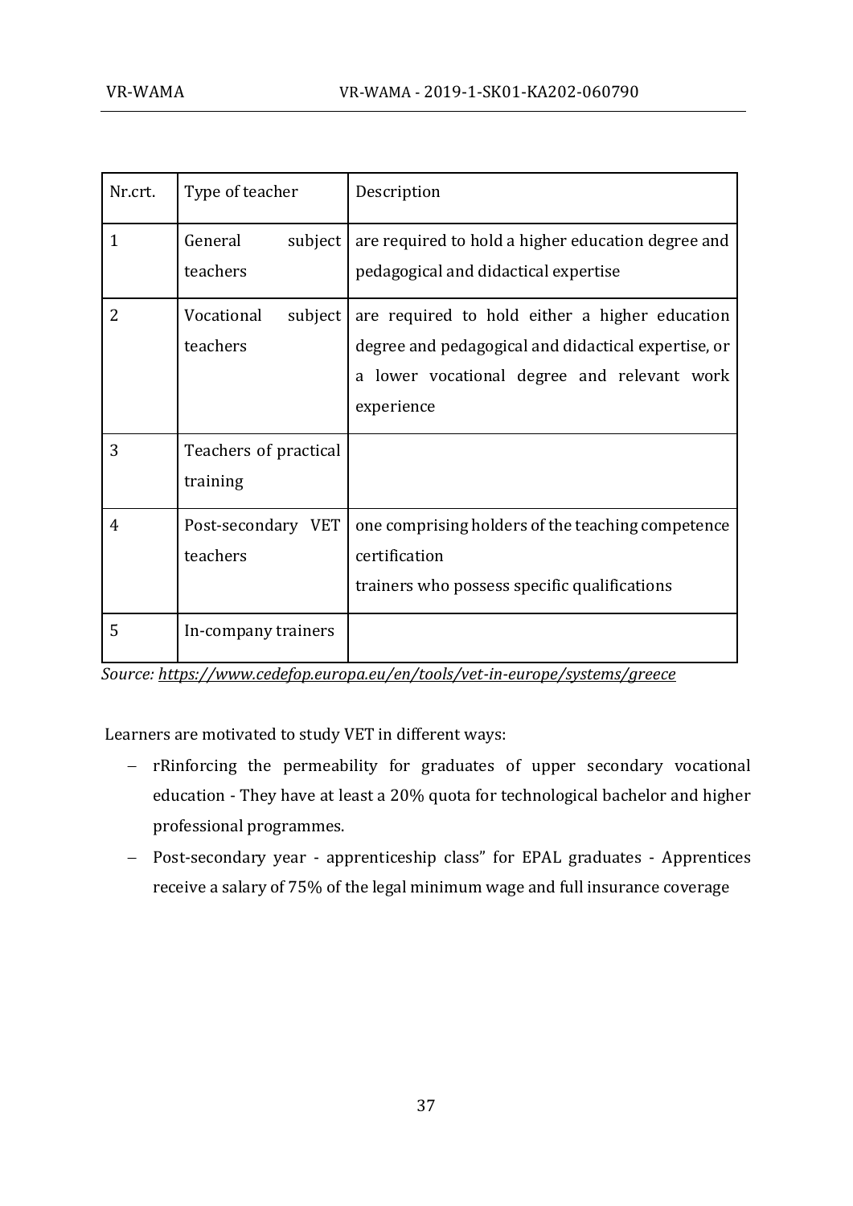| Nr.crt. | Type of teacher | Description |
|---|---|---|
| 1 | General subject teachers | are required to hold a higher education degree and pedagogical and didactical expertise |
| 2 | Vocational subject teachers | are required to hold either a higher education degree and pedagogical and didactical expertise, or a lower vocational degree and relevant work experience |
| 3 | Teachers of practical training | |
| 4 | Post-secondary VET teachers | one comprising holders of the teaching competence certification<br>trainers who possess specific qualifications |
| 5 | In-company trainers | |

*Source: https://www.cedefop.europa.eu/en/tools/vet-in-europe/systems/greece*

Learners are motivated to study VET in different ways:

- rRinforcing the permeability for graduates of upper secondary vocational education - They have at least a 20% quota for technological bachelor and higher professional programmes.
- Post-secondary year - apprenticeship class" for EPAL graduates - Apprentices receive a salary of 75% of the legal minimum wage and full insurance coverage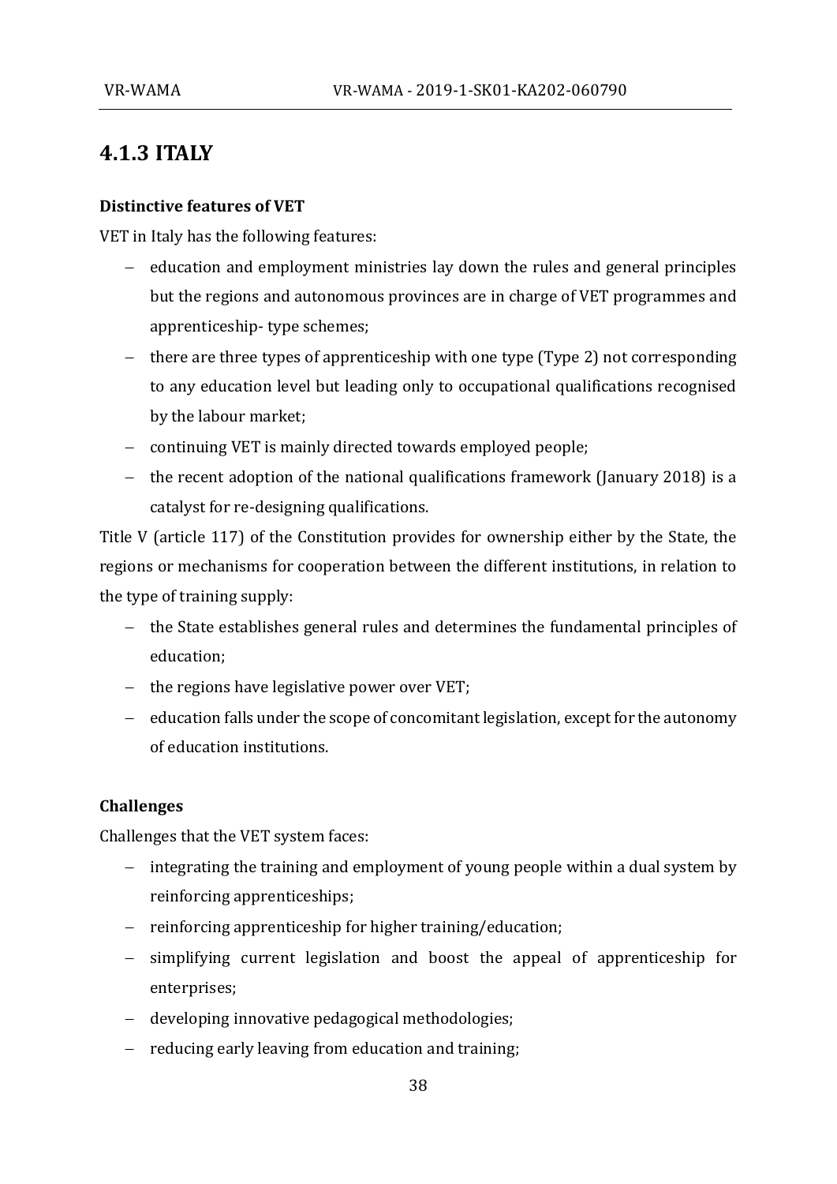## 4.1.3 ITALY

**Distinctive features of VET**

VET in Italy has the following features:

- education and employment ministries lay down the rules and general principles but the regions and autonomous provinces are in charge of VET programmes and apprenticeship- type schemes;
- there are three types of apprenticeship with one type (Type 2) not corresponding to any education level but leading only to occupational qualifications recognised by the labour market;
- continuing VET is mainly directed towards employed people;
- the recent adoption of the national qualifications framework (January 2018) is a catalyst for re-designing qualifications.

Title V (article 117) of the Constitution provides for ownership either by the State, the regions or mechanisms for cooperation between the different institutions, in relation to the type of training supply:

- the State establishes general rules and determines the fundamental principles of education;
- the regions have legislative power over VET;
- education falls under the scope of concomitant legislation, except for the autonomy of education institutions.

**Challenges**

Challenges that the VET system faces:

- integrating the training and employment of young people within a dual system by reinforcing apprenticeships;
- reinforcing apprenticeship for higher training/education;
- simplifying current legislation and boost the appeal of apprenticeship for enterprises;
- developing innovative pedagogical methodologies;
- reducing early leaving from education and training;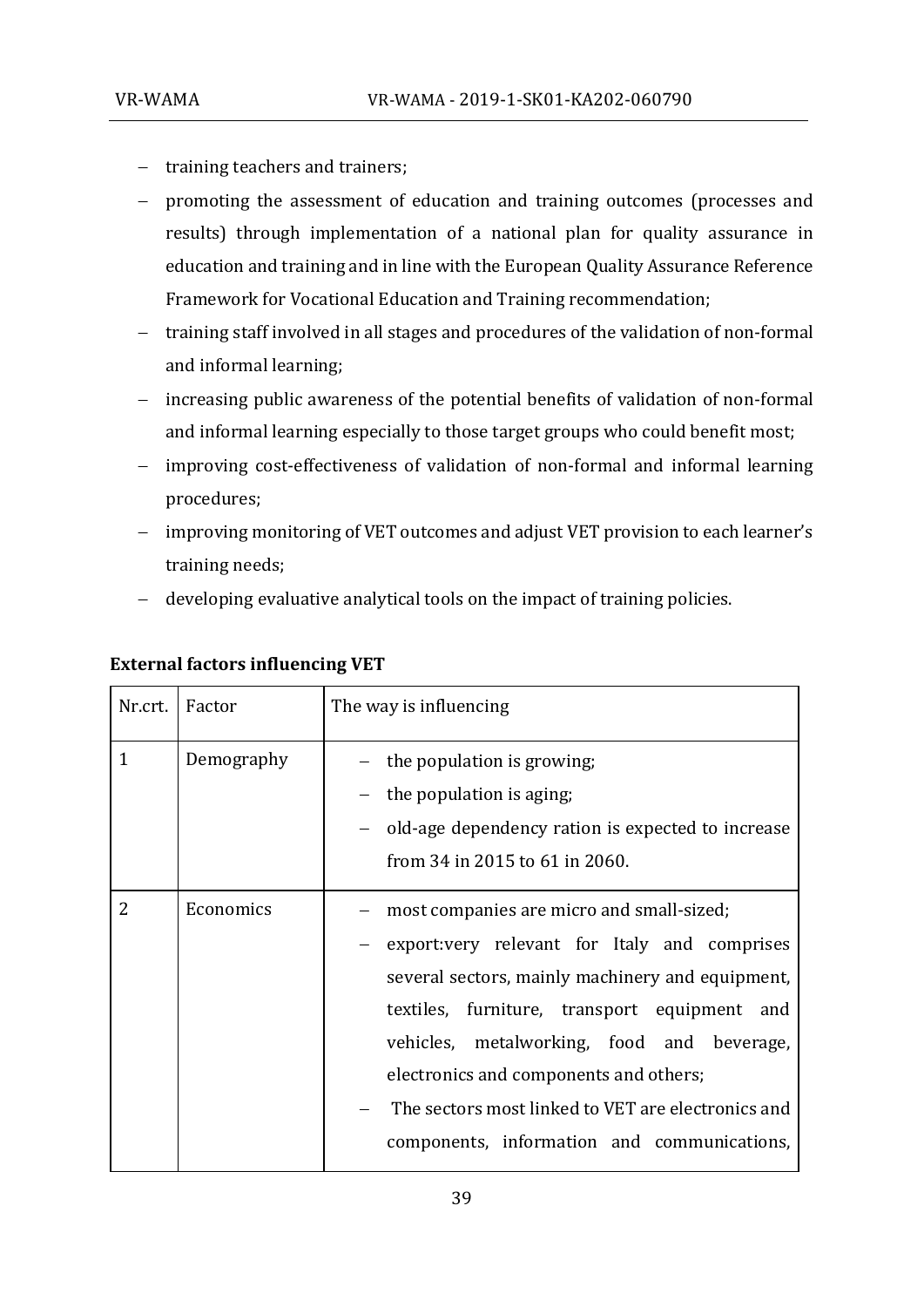- training teachers and trainers;
- promoting the assessment of education and training outcomes (processes and results) through implementation of a national plan for quality assurance in education and training and in line with the European Quality Assurance Reference Framework for Vocational Education and Training recommendation;
- training staff involved in all stages and procedures of the validation of non-formal and informal learning;
- increasing public awareness of the potential benefits of validation of non-formal and informal learning especially to those target groups who could benefit most;
- improving cost-effectiveness of validation of non-formal and informal learning procedures;
- improving monitoring of VET outcomes and adjust VET provision to each learner's training needs;
- developing evaluative analytical tools on the impact of training policies.

**External factors influencing VET**

| Nr.crt. | Factor | The way is influencing |
| --- | --- | --- |
| 1 | Demography | – the population is growing;<br>– the population is aging;<br>– old-age dependency ration is expected to increase from 34 in 2015 to 61 in 2060. |
| 2 | Economics | – most companies are micro and small-sized;<br>– export:very relevant for Italy and comprises several sectors, mainly machinery and equipment, textiles, furniture, transport equipment and vehicles, metalworking, food and beverage, electronics and components and others;<br>– The sectors most linked to VET are electronics and components, information and communications, |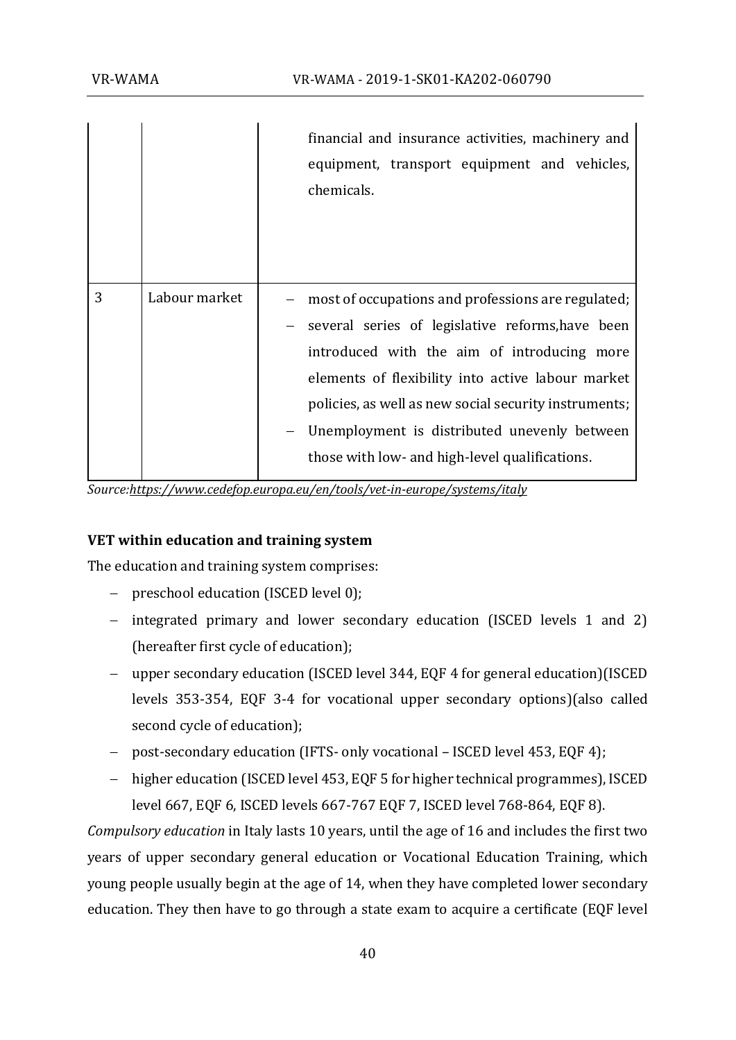| | | |
|---|---|---|
| | | financial and insurance activities, machinery and equipment, transport equipment and vehicles, chemicals. |
| 3 | Labour market | – most of occupations and professions are regulated;<br>– several series of legislative reforms,have been introduced with the aim of introducing more elements of flexibility into active labour market policies, as well as new social security instruments;<br>– Unemployment is distributed unevenly between those with low- and high-level qualifications. |

*Source:https://www.cedefop.europa.eu/en/tools/vet-in-europe/systems/italy*

**VET within education and training system**

The education and training system comprises:

- preschool education (ISCED level 0);
- integrated primary and lower secondary education (ISCED levels 1 and 2) (hereafter first cycle of education);
- upper secondary education (ISCED level 344, EQF 4 for general education)(ISCED levels 353-354, EQF 3-4 for vocational upper secondary options)(also called second cycle of education);
- post-secondary education (IFTS- only vocational – ISCED level 453, EQF 4);
- higher education (ISCED level 453, EQF 5 for higher technical programmes), ISCED level 667, EQF 6, ISCED levels 667-767 EQF 7, ISCED level 768-864, EQF 8).

*Compulsory education* in Italy lasts 10 years, until the age of 16 and includes the first two years of upper secondary general education or Vocational Education Training, which young people usually begin at the age of 14, when they have completed lower secondary education. They then have to go through a state exam to acquire a certificate (EQF level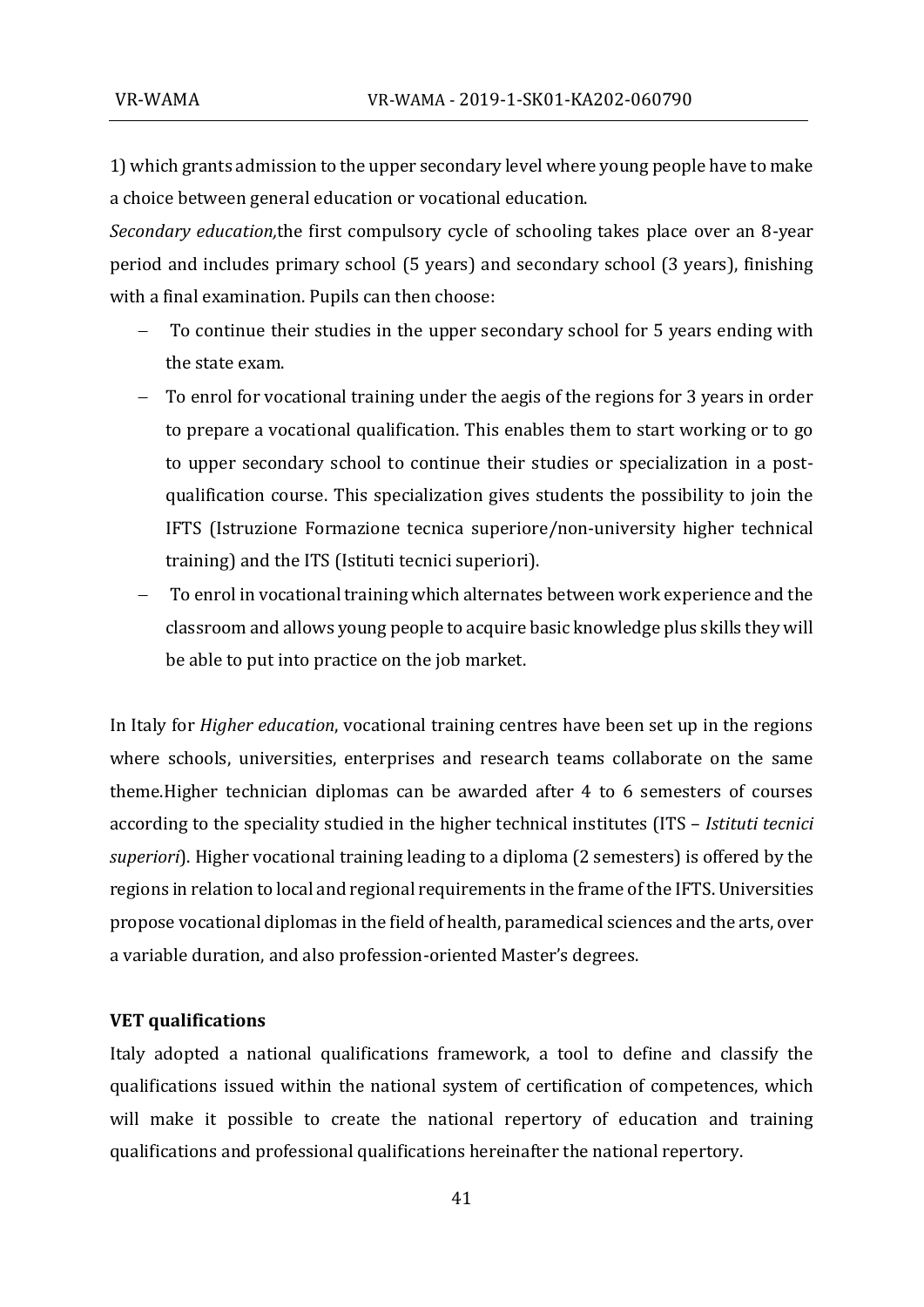1) which grants admission to the upper secondary level where young people have to make a choice between general education or vocational education.

*Secondary education,*the first compulsory cycle of schooling takes place over an 8-year period and includes primary school (5 years) and secondary school (3 years), finishing with a final examination. Pupils can then choose:

- To continue their studies in the upper secondary school for 5 years ending with the state exam.
- To enrol for vocational training under the aegis of the regions for 3 years in order to prepare a vocational qualification. This enables them to start working or to go to upper secondary school to continue their studies or specialization in a post-qualification course. This specialization gives students the possibility to join the IFTS (Istruzione Formazione tecnica superiore/non-university higher technical training) and the ITS (Istituti tecnici superiori).
- To enrol in vocational training which alternates between work experience and the classroom and allows young people to acquire basic knowledge plus skills they will be able to put into practice on the job market.

In Italy for *Higher education*, vocational training centres have been set up in the regions where schools, universities, enterprises and research teams collaborate on the same theme.Higher technician diplomas can be awarded after 4 to 6 semesters of courses according to the speciality studied in the higher technical institutes (ITS – *Istituti tecnici superiori*). Higher vocational training leading to a diploma (2 semesters) is offered by the regions in relation to local and regional requirements in the frame of the IFTS. Universities propose vocational diplomas in the field of health, paramedical sciences and the arts, over a variable duration, and also profession-oriented Master's degrees.

**VET qualifications**

Italy adopted a national qualifications framework, a tool to define and classify the qualifications issued within the national system of certification of competences, which will make it possible to create the national repertory of education and training qualifications and professional qualifications hereinafter the national repertory.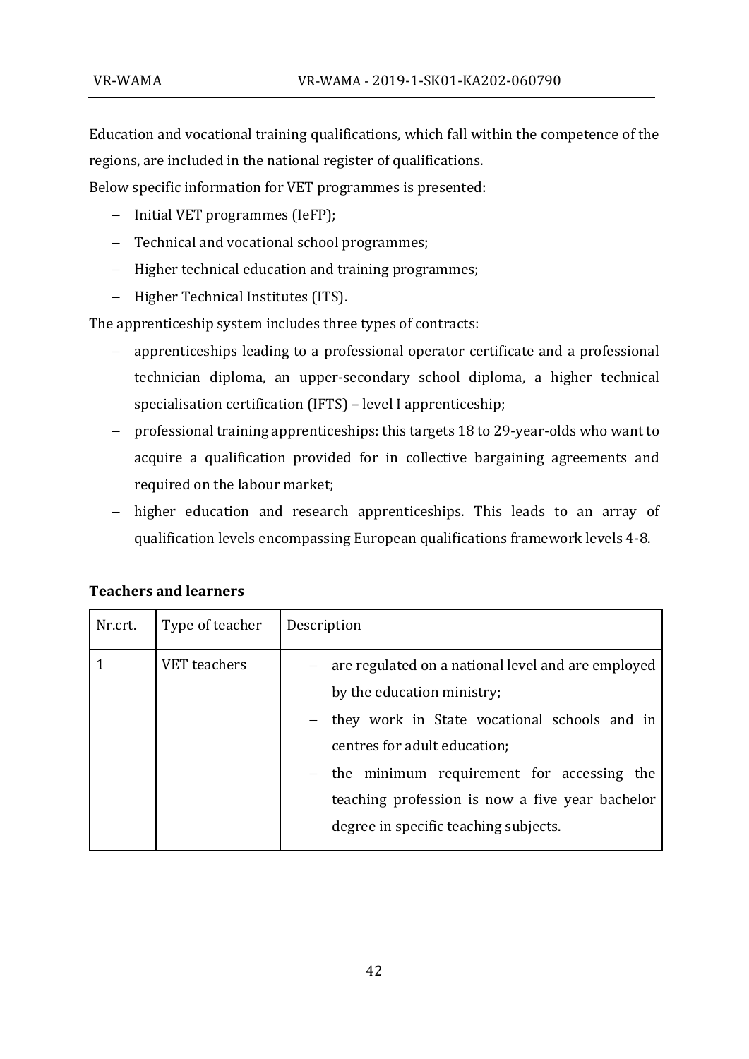Education and vocational training qualifications, which fall within the competence of the regions, are included in the national register of qualifications.

Below specific information for VET programmes is presented:

- Initial VET programmes (IeFP);
- Technical and vocational school programmes;
- Higher technical education and training programmes;
- Higher Technical Institutes (ITS).

The apprenticeship system includes three types of contracts:

- apprenticeships leading to a professional operator certificate and a professional technician diploma, an upper-secondary school diploma, a higher technical specialisation certification (IFTS) – level I apprenticeship;
- professional training apprenticeships: this targets 18 to 29-year-olds who want to acquire a qualification provided for in collective bargaining agreements and required on the labour market;
- higher education and research apprenticeships. This leads to an array of qualification levels encompassing European qualifications framework levels 4-8.

**Teachers and learners**

| Nr.crt. | Type of teacher | Description |
|---|---|---|
| 1 | VET teachers | – are regulated on a national level and are employed by the education ministry;<br>– they work in State vocational schools and in centres for adult education;<br>– the minimum requirement for accessing the teaching profession is now a five year bachelor degree in specific teaching subjects. |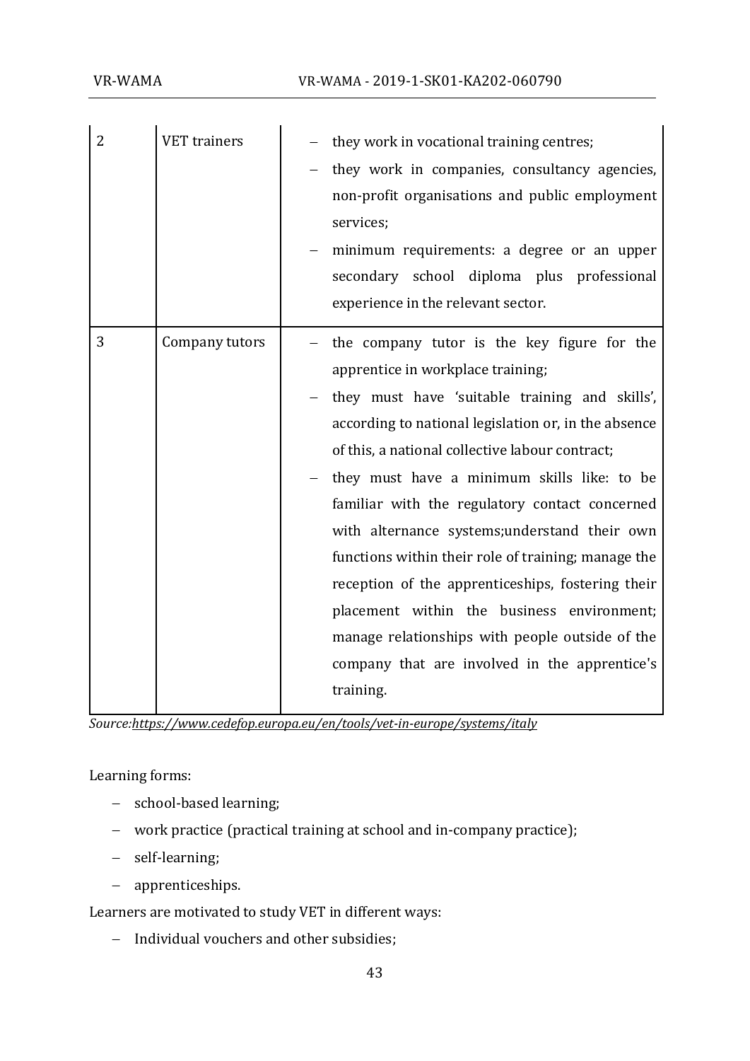| 2 | VET trainers | – they work in vocational training centres;<br>– they work in companies, consultancy agencies, non-profit organisations and public employment services;<br>– minimum requirements: a degree or an upper secondary school diploma plus professional experience in the relevant sector. |
|---|---|---|
| 3 | Company tutors | – the company tutor is the key figure for the apprentice in workplace training;<br>– they must have 'suitable training and skills', according to national legislation or, in the absence of this, a national collective labour contract;<br>– they must have a minimum skills like: to be familiar with the regulatory contact concerned with alternance systems;understand their own functions within their role of training; manage the reception of the apprenticeships, fostering their placement within the business environment; manage relationships with people outside of the company that are involved in the apprentice's training. |

*Source:https://www.cedefop.europa.eu/en/tools/vet-in-europe/systems/italy*

Learning forms:

- school-based learning;
- work practice (practical training at school and in-company practice);
- self-learning;
- apprenticeships.

Learners are motivated to study VET in different ways:

- Individual vouchers and other subsidies;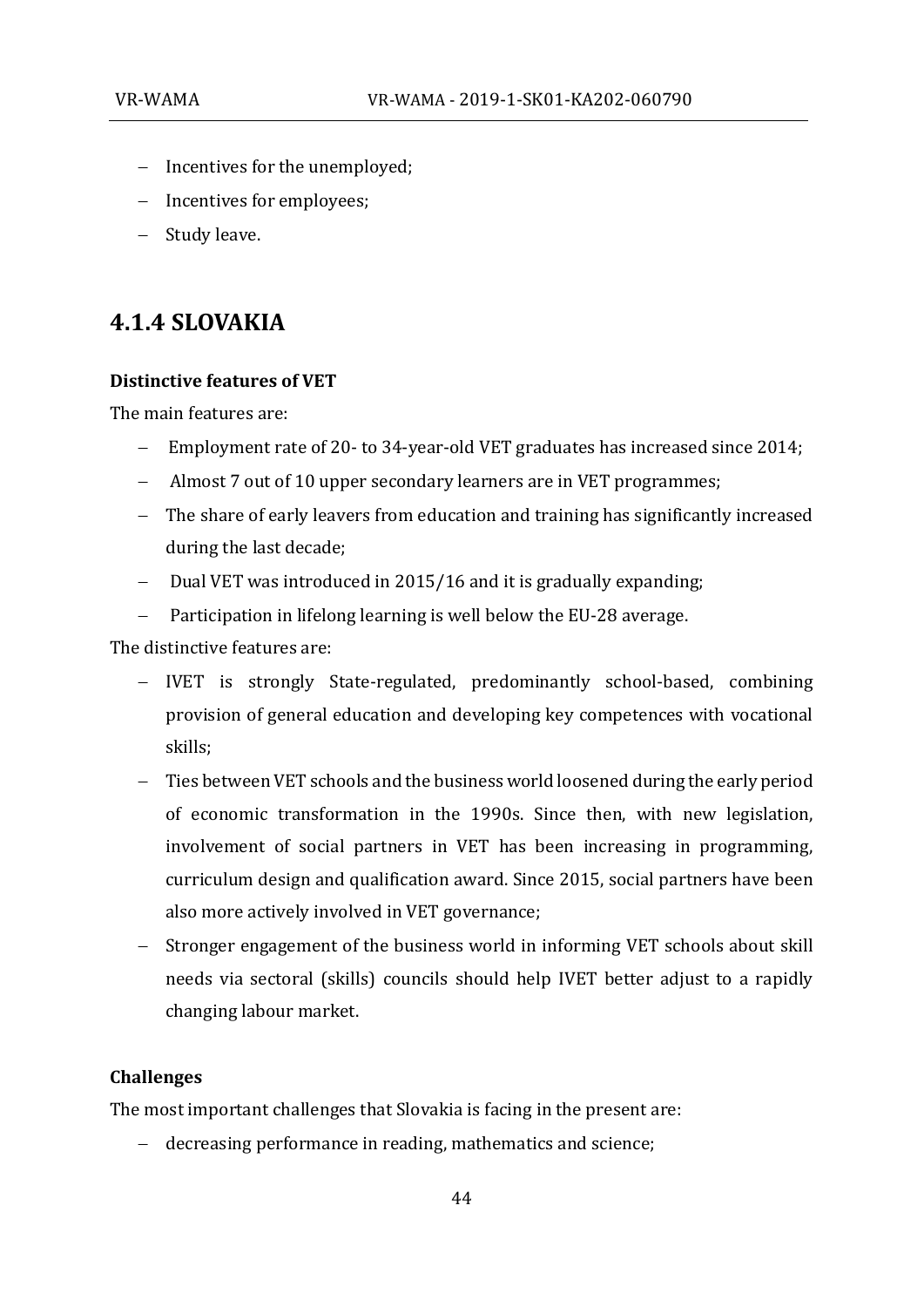- Incentives for the unemployed;
- Incentives for employees;
- Study leave.

## 4.1.4 SLOVAKIA

**Distinctive features of VET**

The main features are:

- Employment rate of 20- to 34-year-old VET graduates has increased since 2014;
- Almost 7 out of 10 upper secondary learners are in VET programmes;
- The share of early leavers from education and training has significantly increased during the last decade;
- Dual VET was introduced in 2015/16 and it is gradually expanding;
- Participation in lifelong learning is well below the EU-28 average.

The distinctive features are:

- IVET is strongly State-regulated, predominantly school-based, combining provision of general education and developing key competences with vocational skills;
- Ties between VET schools and the business world loosened during the early period of economic transformation in the 1990s. Since then, with new legislation, involvement of social partners in VET has been increasing in programming, curriculum design and qualification award. Since 2015, social partners have been also more actively involved in VET governance;
- Stronger engagement of the business world in informing VET schools about skill needs via sectoral (skills) councils should help IVET better adjust to a rapidly changing labour market.

**Challenges**

The most important challenges that Slovakia is facing in the present are:

- decreasing performance in reading, mathematics and science;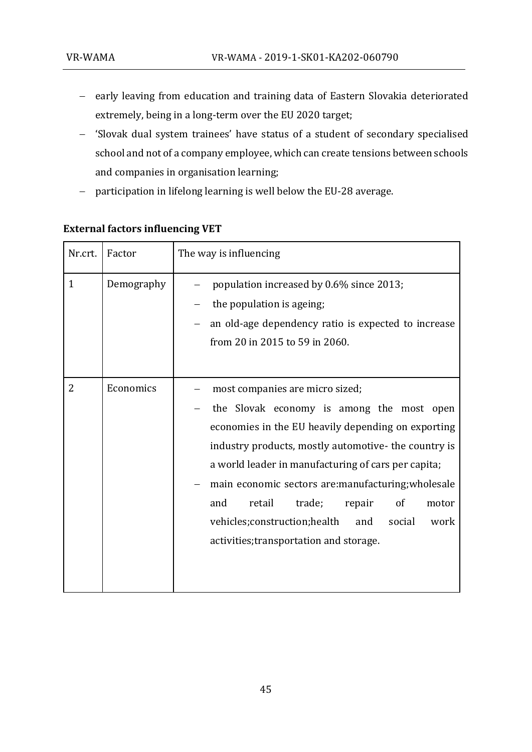- early leaving from education and training data of Eastern Slovakia deteriorated extremely, being in a long-term over the EU 2020 target;
- 'Slovak dual system trainees' have status of a student of secondary specialised school and not of a company employee, which can create tensions between schools and companies in organisation learning;
- participation in lifelong learning is well below the EU-28 average.

**External factors influencing VET**

| Nr.crt. | Factor | The way is influencing |
|---|---|---|
| 1 | Demography | – population increased by 0.6% since 2013;<br>– the population is ageing;<br>– an old-age dependency ratio is expected to increase from 20 in 2015 to 59 in 2060. |
| 2 | Economics | – most companies are micro sized;<br>– the Slovak economy is among the most open economies in the EU heavily depending on exporting industry products, mostly automotive- the country is a world leader in manufacturing of cars per capita;<br>– main economic sectors are:manufacturing;wholesale and retail trade; repair of motor vehicles;construction;health and social work activities;transportation and storage. |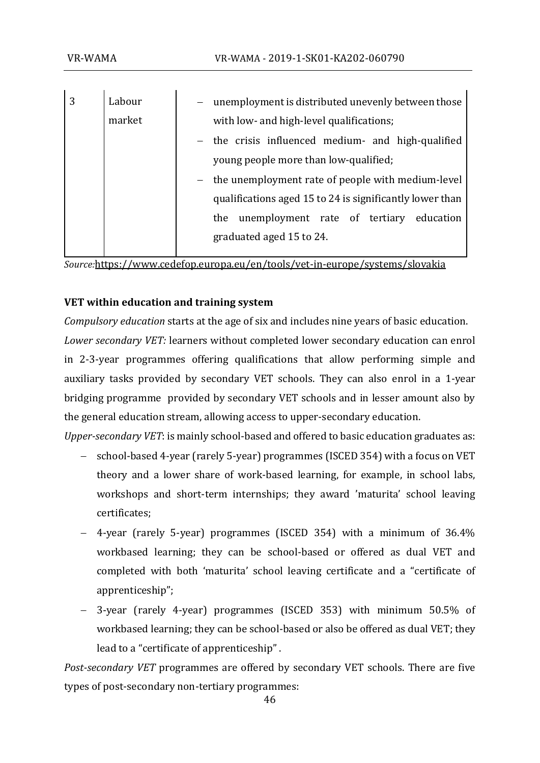| 3 | Labour market | – unemployment is distributed unevenly between those with low- and high-level qualifications;<br>– the crisis influenced medium- and high-qualified young people more than low-qualified;<br>– the unemployment rate of people with medium-level qualifications aged 15 to 24 is significantly lower than the unemployment rate of tertiary education graduated aged 15 to 24. |
|---|---|---|

*Source:*https://www.cedefop.europa.eu/en/tools/vet-in-europe/systems/slovakia

**VET within education and training system**

*Compulsory education* starts at the age of six and includes nine years of basic education.

*Lower secondary VET:* learners without completed lower secondary education can enrol in 2-3-year programmes offering qualifications that allow performing simple and auxiliary tasks provided by secondary VET schools. They can also enrol in a 1-year bridging programme provided by secondary VET schools and in lesser amount also by the general education stream, allowing access to upper-secondary education.

*Upper-secondary VET*: is mainly school-based and offered to basic education graduates as:

- school-based 4-year (rarely 5-year) programmes (ISCED 354) with a focus on VET theory and a lower share of work-based learning, for example, in school labs, workshops and short-term internships; they award 'maturita' school leaving certificates;
- 4-year (rarely 5-year) programmes (ISCED 354) with a minimum of 36.4% workbased learning; they can be school-based or offered as dual VET and completed with both 'maturita' school leaving certificate and a "certificate of apprenticeship";
- 3-year (rarely 4-year) programmes (ISCED 353) with minimum 50.5% of workbased learning; they can be school-based or also be offered as dual VET; they lead to a "certificate of apprenticeship" .

*Post-secondary VET* programmes are offered by secondary VET schools. There are five types of post-secondary non-tertiary programmes: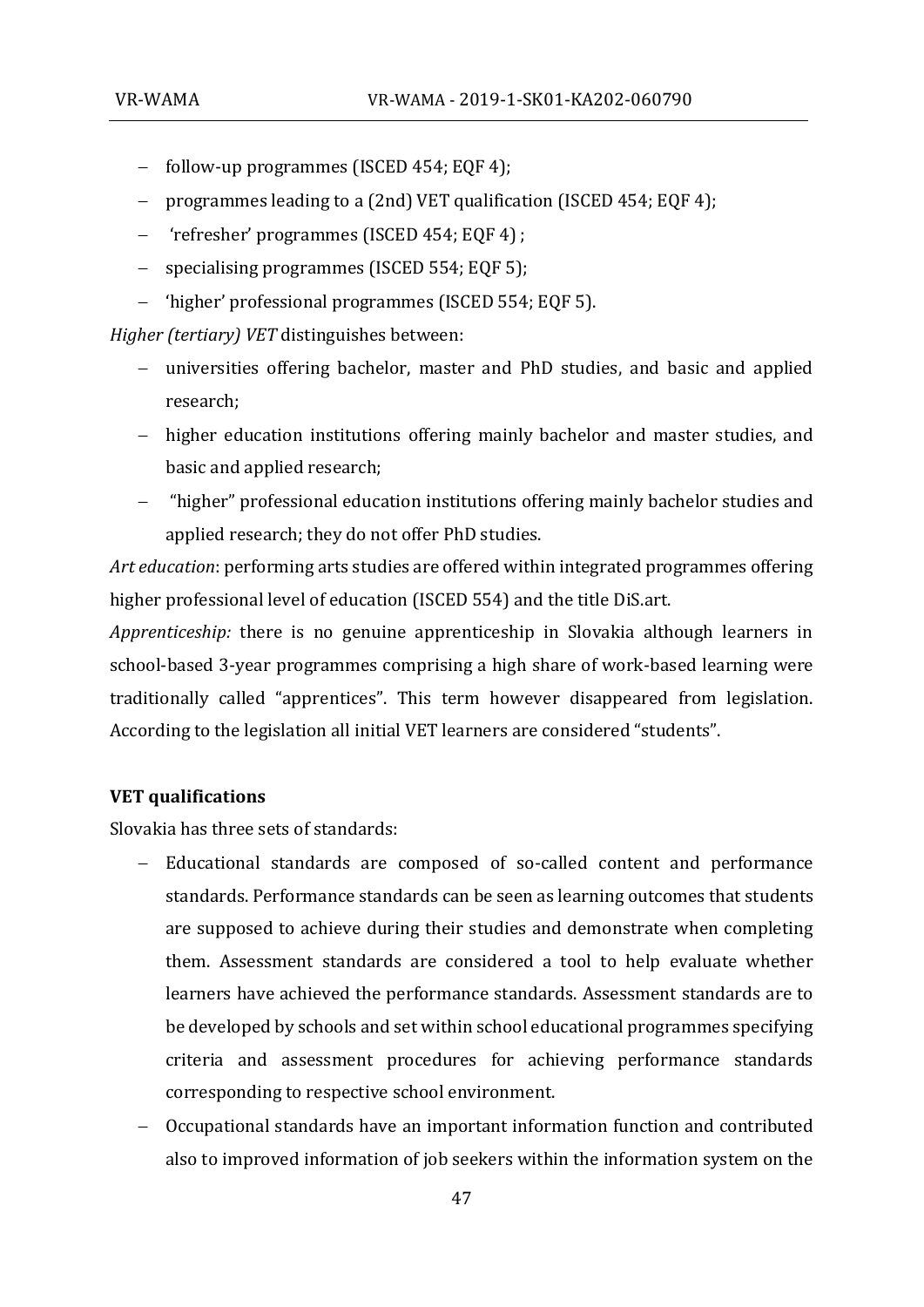- follow-up programmes (ISCED 454; EQF 4);
- programmes leading to a (2nd) VET qualification (ISCED 454; EQF 4);
- 'refresher' programmes (ISCED 454; EQF 4) ;
- specialising programmes (ISCED 554; EQF 5);
- 'higher' professional programmes (ISCED 554; EQF 5).

*Higher (tertiary) VET* distinguishes between:

- universities offering bachelor, master and PhD studies, and basic and applied research;
- higher education institutions offering mainly bachelor and master studies, and basic and applied research;
- "higher" professional education institutions offering mainly bachelor studies and applied research; they do not offer PhD studies.

*Art education*: performing arts studies are offered within integrated programmes offering higher professional level of education (ISCED 554) and the title DiS.art.

*Apprenticeship:* there is no genuine apprenticeship in Slovakia although learners in school-based 3-year programmes comprising a high share of work-based learning were traditionally called "apprentices". This term however disappeared from legislation. According to the legislation all initial VET learners are considered "students".

**VET qualifications**

Slovakia has three sets of standards:

- Educational standards are composed of so-called content and performance standards. Performance standards can be seen as learning outcomes that students are supposed to achieve during their studies and demonstrate when completing them. Assessment standards are considered a tool to help evaluate whether learners have achieved the performance standards. Assessment standards are to be developed by schools and set within school educational programmes specifying criteria and assessment procedures for achieving performance standards corresponding to respective school environment.
- Occupational standards have an important information function and contributed also to improved information of job seekers within the information system on the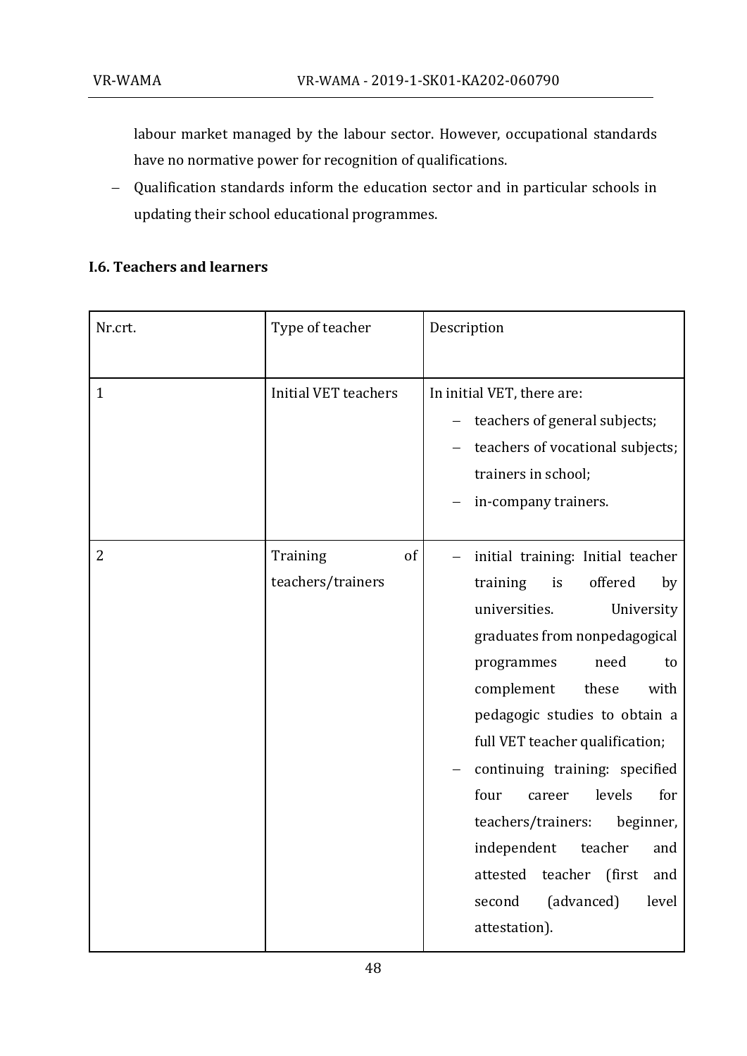labour market managed by the labour sector. However, occupational standards have no normative power for recognition of qualifications.

- Qualification standards inform the education sector and in particular schools in updating their school educational programmes.

### I.6. Teachers and learners

| Nr.crt. | Type of teacher | Description |
|---|---|---|
| 1 | Initial VET teachers | In initial VET, there are:<br>– teachers of general subjects;<br>– teachers of vocational subjects; trainers in school;<br>– in-company trainers. |
| 2 | Training of teachers/trainers | – initial training: Initial teacher training is offered by universities. University graduates from nonpedagogical programmes need to complement these with pedagogic studies to obtain a full VET teacher qualification;<br>– continuing training: specified four career levels for teachers/trainers: beginner, independent teacher and attested teacher (first and second (advanced) level attestation). |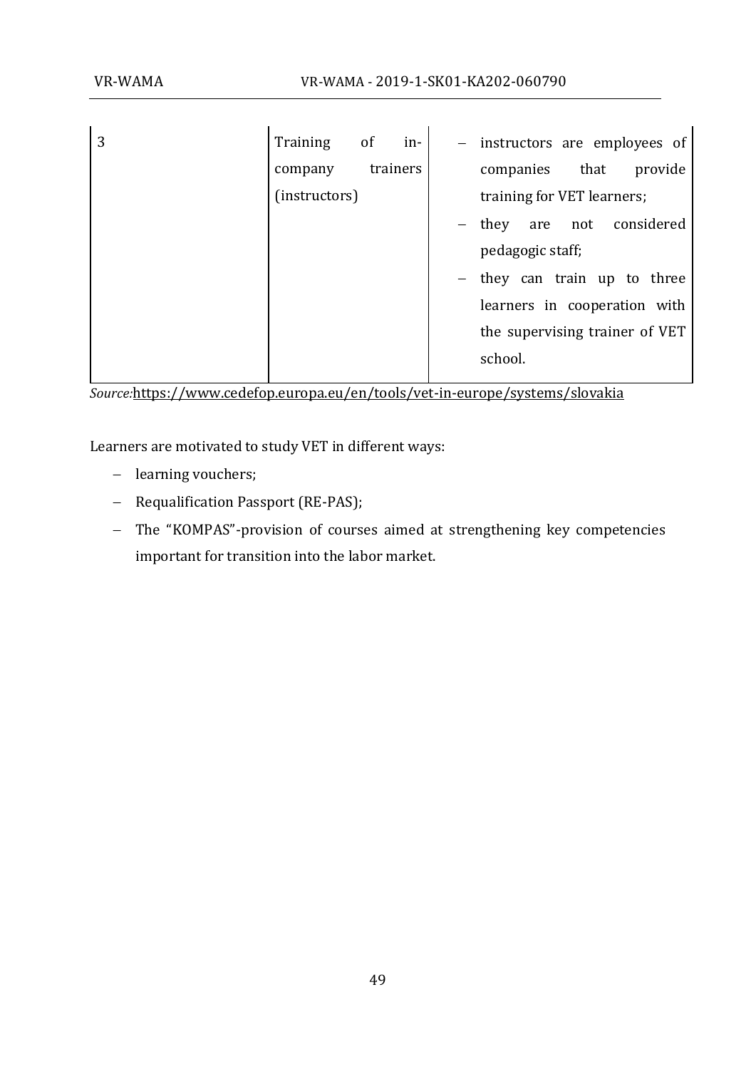| 3 | Training of in-company trainers (instructors) | – instructors are employees of companies that provide training for VET learners;<br>– they are not considered pedagogic staff;<br>– they can train up to three learners in cooperation with the supervising trainer of VET school. |
|---|---|---|

*Source:*https://www.cedefop.europa.eu/en/tools/vet-in-europe/systems/slovakia

Learners are motivated to study VET in different ways:

- learning vouchers;
- Requalification Passport (RE-PAS);
- The "KOMPAS"-provision of courses aimed at strengthening key competencies important for transition into the labor market.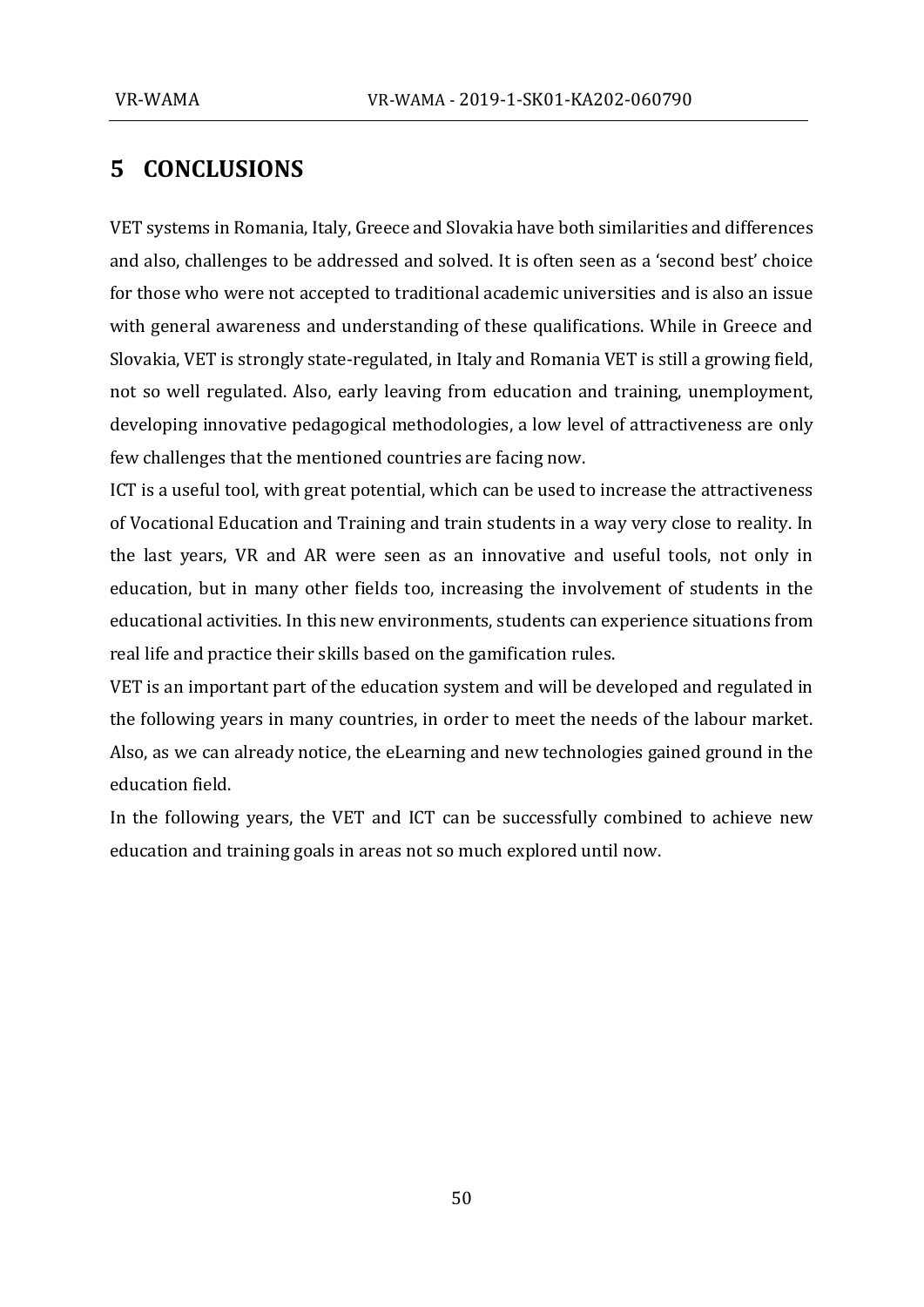# 5 CONCLUSIONS

VET systems in Romania, Italy, Greece and Slovakia have both similarities and differences and also, challenges to be addressed and solved. It is often seen as a 'second best' choice for those who were not accepted to traditional academic universities and is also an issue with general awareness and understanding of these qualifications. While in Greece and Slovakia, VET is strongly state-regulated, in Italy and Romania VET is still a growing field, not so well regulated. Also, early leaving from education and training, unemployment, developing innovative pedagogical methodologies, a low level of attractiveness are only few challenges that the mentioned countries are facing now.

ICT is a useful tool, with great potential, which can be used to increase the attractiveness of Vocational Education and Training and train students in a way very close to reality. In the last years, VR and AR were seen as an innovative and useful tools, not only in education, but in many other fields too, increasing the involvement of students in the educational activities. In this new environments, students can experience situations from real life and practice their skills based on the gamification rules.

VET is an important part of the education system and will be developed and regulated in the following years in many countries, in order to meet the needs of the labour market. Also, as we can already notice, the eLearning and new technologies gained ground in the education field.

In the following years, the VET and ICT can be successfully combined to achieve new education and training goals in areas not so much explored until now.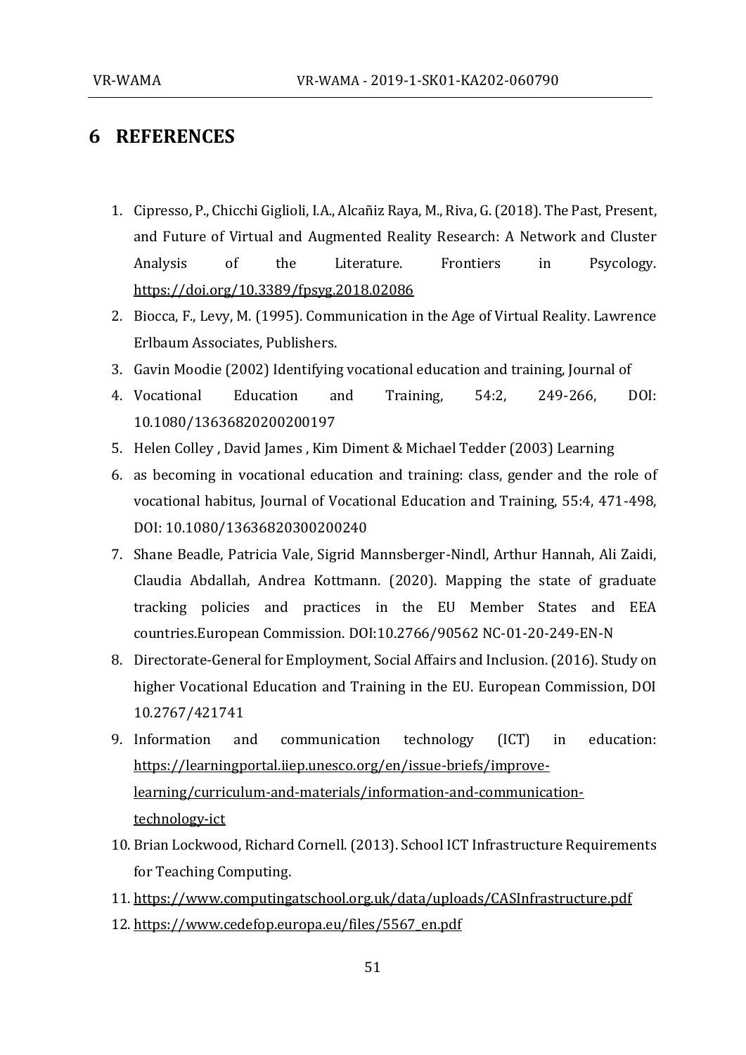# 6 REFERENCES

1. Cipresso, P., Chicchi Giglioli, I.A., Alcañiz Raya, M., Riva, G. (2018). The Past, Present, and Future of Virtual and Augmented Reality Research: A Network and Cluster Analysis of the Literature. Frontiers in Psycology. https://doi.org/10.3389/fpsyg.2018.02086
2. Biocca, F., Levy, M. (1995). Communication in the Age of Virtual Reality. Lawrence Erlbaum Associates, Publishers.
3. Gavin Moodie (2002) Identifying vocational education and training, Journal of
4. Vocational Education and Training, 54:2, 249-266, DOI: 10.1080/13636820200200197
5. Helen Colley , David James , Kim Diment & Michael Tedder (2003) Learning
6. as becoming in vocational education and training: class, gender and the role of vocational habitus, Journal of Vocational Education and Training, 55:4, 471-498, DOI: 10.1080/13636820300200240
7. Shane Beadle, Patricia Vale, Sigrid Mannsberger-Nindl, Arthur Hannah, Ali Zaidi, Claudia Abdallah, Andrea Kottmann. (2020). Mapping the state of graduate tracking policies and practices in the EU Member States and EEA countries.European Commission. DOI:10.2766/90562 NC-01-20-249-EN-N
8. Directorate-General for Employment, Social Affairs and Inclusion. (2016). Study on higher Vocational Education and Training in the EU. European Commission, DOI 10.2767/421741
9. Information and communication technology (ICT) in education: https://learningportal.iiep.unesco.org/en/issue-briefs/improve-learning/curriculum-and-materials/information-and-communication-technology-ict
10. Brian Lockwood, Richard Cornell. (2013). School ICT Infrastructure Requirements for Teaching Computing.
11. https://www.computingatschool.org.uk/data/uploads/CASInfrastructure.pdf
12. https://www.cedefop.europa.eu/files/5567_en.pdf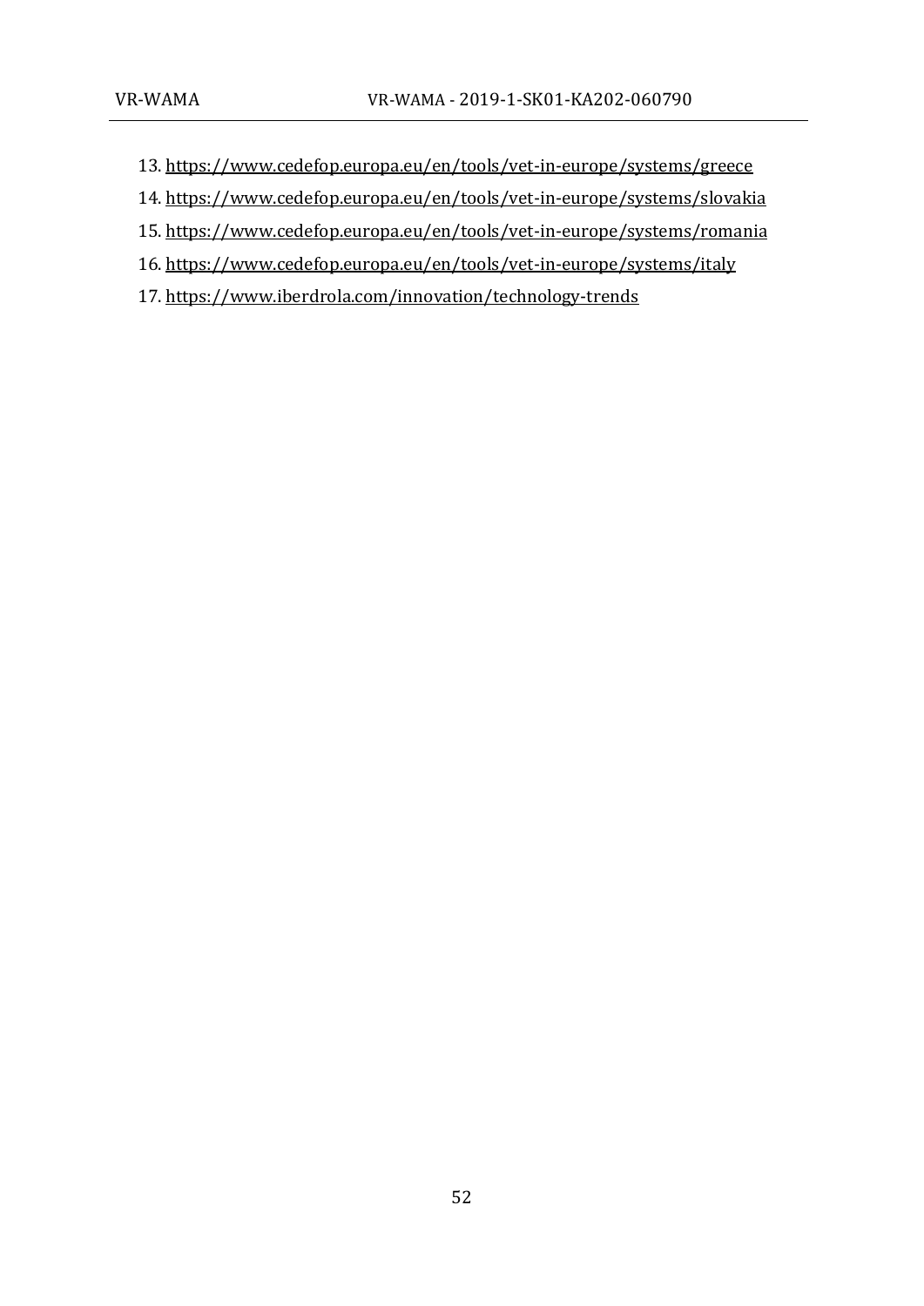13. https://www.cedefop.europa.eu/en/tools/vet-in-europe/systems/greece
14. https://www.cedefop.europa.eu/en/tools/vet-in-europe/systems/slovakia
15. https://www.cedefop.europa.eu/en/tools/vet-in-europe/systems/romania
16. https://www.cedefop.europa.eu/en/tools/vet-in-europe/systems/italy
17. https://www.iberdrola.com/innovation/technology-trends